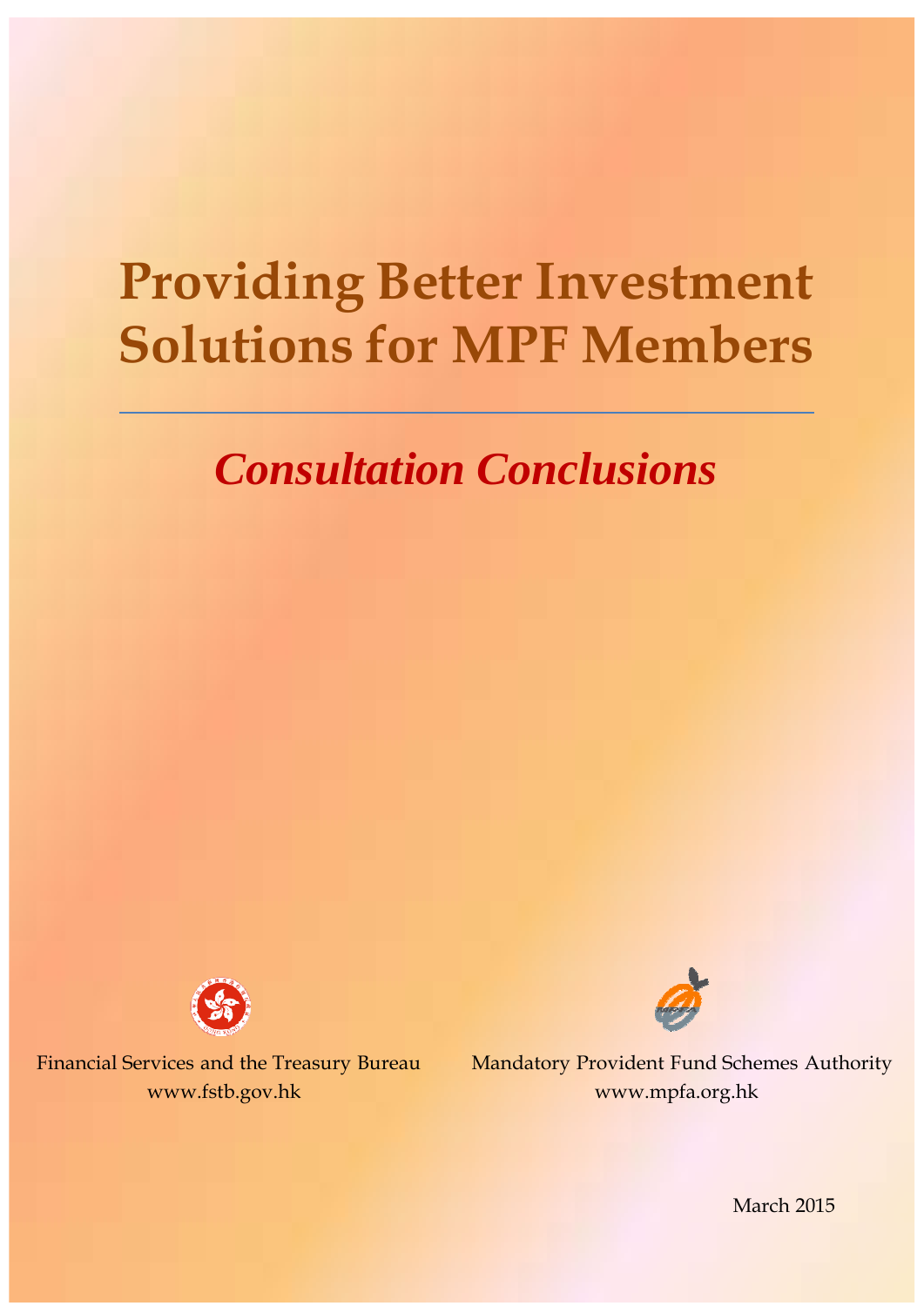# Providing Better Investment Solutions for MPF Members

## *Consultation Conclusions*

Financial Services and the Treasury Bureau
www.fstb.gov.hk

Mandatory Provident Fund Schemes Authority
www.mpfa.org.hk

March 2015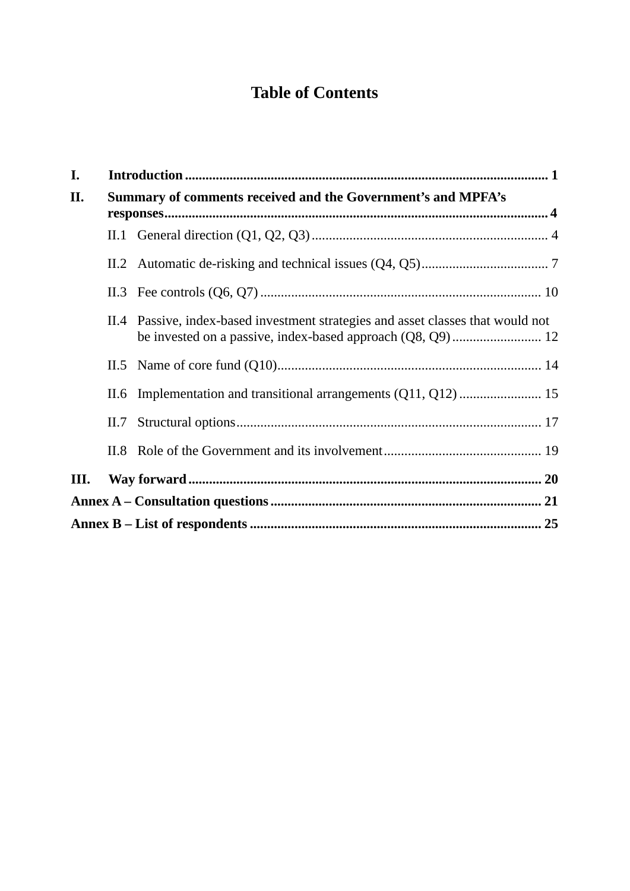# Table of Contents

**I. Introduction** ..................................................................................................... **1**

**II. Summary of comments received and the Government's and MPFA's responses** ................................................................................................ **4**

- II.1 General direction (Q1, Q2, Q3) ..................................................................... 4
- II.2 Automatic de-risking and technical issues (Q4, Q5) ..................................... 7
- II.3 Fee controls (Q6, Q7) ................................................................................... 10
- II.4 Passive, index-based investment strategies and asset classes that would not be invested on a passive, index-based approach (Q8, Q9) .......................... 12
- II.5 Name of core fund (Q10) .............................................................................. 14
- II.6 Implementation and transitional arrangements (Q11, Q12) ........................ 15
- II.7 Structural options ......................................................................................... 17
- II.8 Role of the Government and its involvement ............................................. 19

**III. Way forward** ..................................................................................................... **20**

**Annex A – Consultation questions** ............................................................................. **21**

**Annex B – List of respondents** .................................................................................. **25**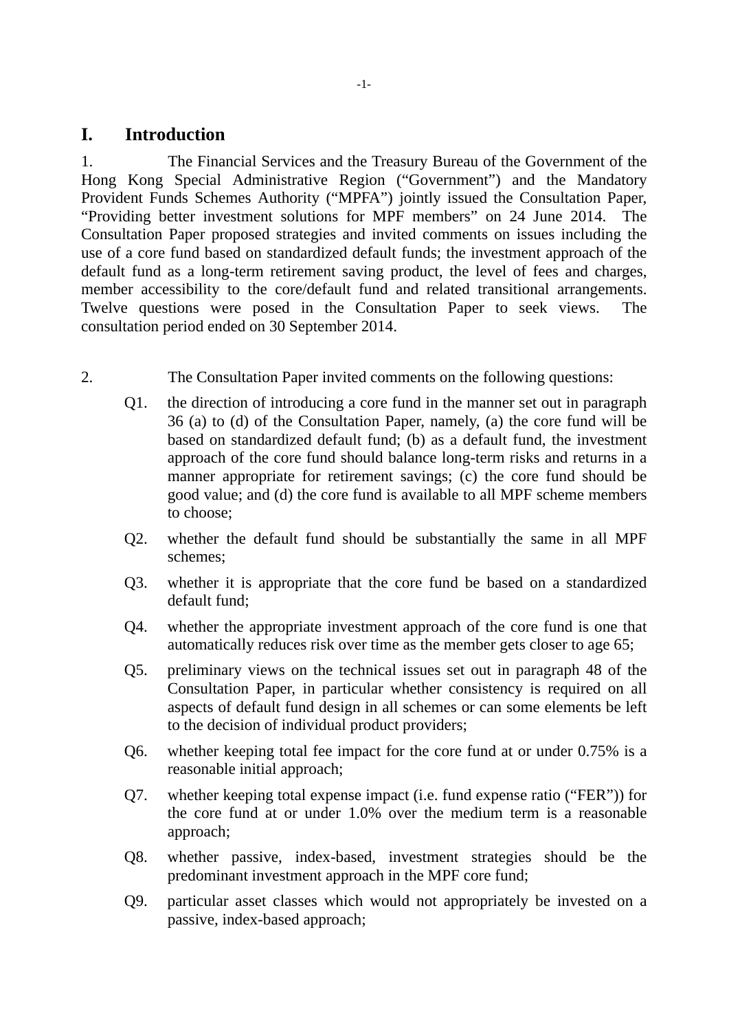# I. Introduction

1. The Financial Services and the Treasury Bureau of the Government of the Hong Kong Special Administrative Region ("Government") and the Mandatory Provident Funds Schemes Authority ("MPFA") jointly issued the Consultation Paper, "Providing better investment solutions for MPF members" on 24 June 2014. The Consultation Paper proposed strategies and invited comments on issues including the use of a core fund based on standardized default funds; the investment approach of the default fund as a long-term retirement saving product, the level of fees and charges, member accessibility to the core/default fund and related transitional arrangements. Twelve questions were posed in the Consultation Paper to seek views. The consultation period ended on 30 September 2014.

2. The Consultation Paper invited comments on the following questions:

- Q1. the direction of introducing a core fund in the manner set out in paragraph 36 (a) to (d) of the Consultation Paper, namely, (a) the core fund will be based on standardized default fund; (b) as a default fund, the investment approach of the core fund should balance long-term risks and returns in a manner appropriate for retirement savings; (c) the core fund should be good value; and (d) the core fund is available to all MPF scheme members to choose;
- Q2. whether the default fund should be substantially the same in all MPF schemes;
- Q3. whether it is appropriate that the core fund be based on a standardized default fund;
- Q4. whether the appropriate investment approach of the core fund is one that automatically reduces risk over time as the member gets closer to age 65;
- Q5. preliminary views on the technical issues set out in paragraph 48 of the Consultation Paper, in particular whether consistency is required on all aspects of default fund design in all schemes or can some elements be left to the decision of individual product providers;
- Q6. whether keeping total fee impact for the core fund at or under 0.75% is a reasonable initial approach;
- Q7. whether keeping total expense impact (i.e. fund expense ratio ("FER")) for the core fund at or under 1.0% over the medium term is a reasonable approach;
- Q8. whether passive, index-based, investment strategies should be the predominant investment approach in the MPF core fund;
- Q9. particular asset classes which would not appropriately be invested on a passive, index-based approach;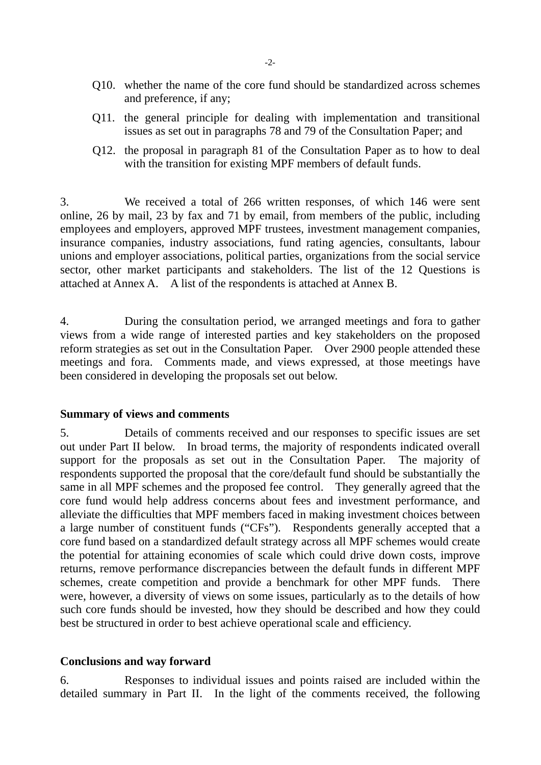Q10. whether the name of the core fund should be standardized across schemes and preference, if any;

Q11. the general principle for dealing with implementation and transitional issues as set out in paragraphs 78 and 79 of the Consultation Paper; and

Q12. the proposal in paragraph 81 of the Consultation Paper as to how to deal with the transition for existing MPF members of default funds.

3. We received a total of 266 written responses, of which 146 were sent online, 26 by mail, 23 by fax and 71 by email, from members of the public, including employees and employers, approved MPF trustees, investment management companies, insurance companies, industry associations, fund rating agencies, consultants, labour unions and employer associations, political parties, organizations from the social service sector, other market participants and stakeholders. The list of the 12 Questions is attached at Annex A. A list of the respondents is attached at Annex B.

4. During the consultation period, we arranged meetings and fora to gather views from a wide range of interested parties and key stakeholders on the proposed reform strategies as set out in the Consultation Paper. Over 2900 people attended these meetings and fora. Comments made, and views expressed, at those meetings have been considered in developing the proposals set out below.

**Summary of views and comments**

5. Details of comments received and our responses to specific issues are set out under Part II below. In broad terms, the majority of respondents indicated overall support for the proposals as set out in the Consultation Paper. The majority of respondents supported the proposal that the core/default fund should be substantially the same in all MPF schemes and the proposed fee control. They generally agreed that the core fund would help address concerns about fees and investment performance, and alleviate the difficulties that MPF members faced in making investment choices between a large number of constituent funds ("CFs"). Respondents generally accepted that a core fund based on a standardized default strategy across all MPF schemes would create the potential for attaining economies of scale which could drive down costs, improve returns, remove performance discrepancies between the default funds in different MPF schemes, create competition and provide a benchmark for other MPF funds. There were, however, a diversity of views on some issues, particularly as to the details of how such core funds should be invested, how they should be described and how they could best be structured in order to best achieve operational scale and efficiency.

**Conclusions and way forward**

6. Responses to individual issues and points raised are included within the detailed summary in Part II. In the light of the comments received, the following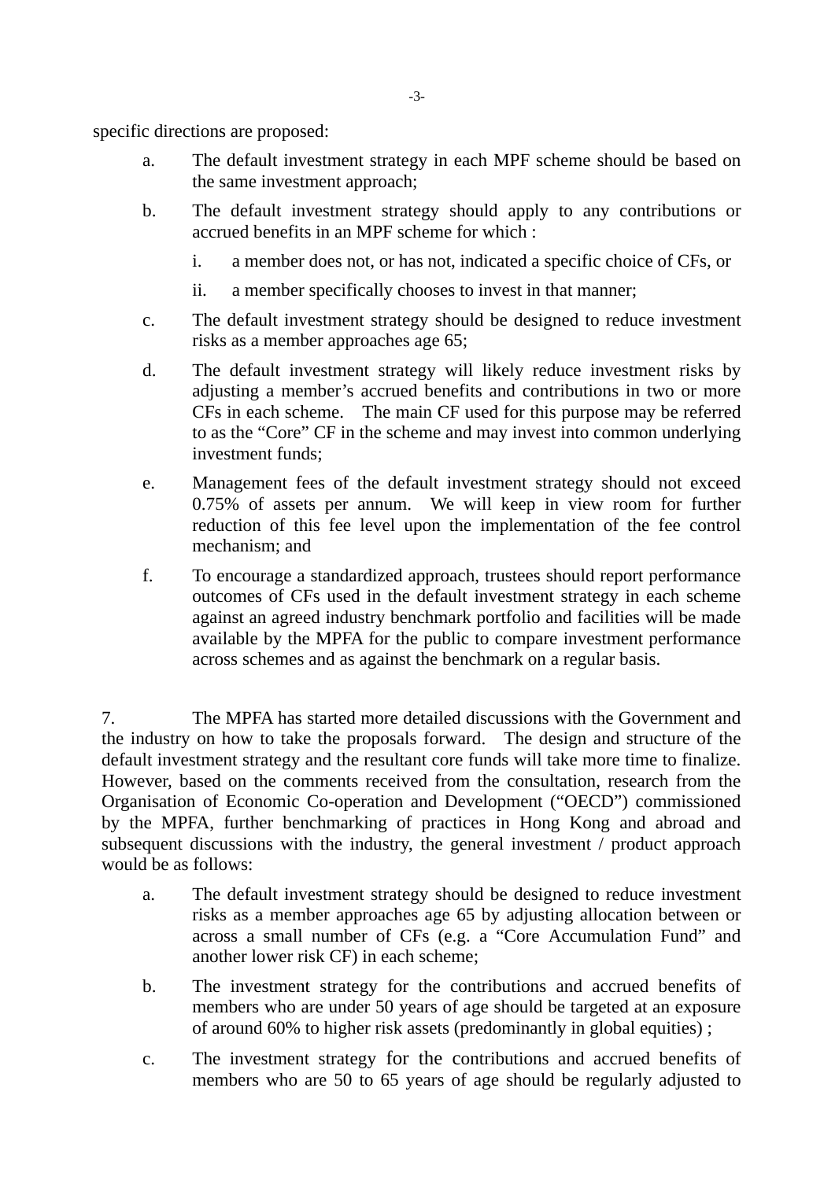specific directions are proposed:

a. The default investment strategy in each MPF scheme should be based on the same investment approach;

b. The default investment strategy should apply to any contributions or accrued benefits in an MPF scheme for which :

   i. a member does not, or has not, indicated a specific choice of CFs, or

   ii. a member specifically chooses to invest in that manner;

c. The default investment strategy should be designed to reduce investment risks as a member approaches age 65;

d. The default investment strategy will likely reduce investment risks by adjusting a member's accrued benefits and contributions in two or more CFs in each scheme. The main CF used for this purpose may be referred to as the "Core" CF in the scheme and may invest into common underlying investment funds;

e. Management fees of the default investment strategy should not exceed 0.75% of assets per annum. We will keep in view room for further reduction of this fee level upon the implementation of the fee control mechanism; and

f. To encourage a standardized approach, trustees should report performance outcomes of CFs used in the default investment strategy in each scheme against an agreed industry benchmark portfolio and facilities will be made available by the MPFA for the public to compare investment performance across schemes and as against the benchmark on a regular basis.

7. The MPFA has started more detailed discussions with the Government and the industry on how to take the proposals forward. The design and structure of the default investment strategy and the resultant core funds will take more time to finalize. However, based on the comments received from the consultation, research from the Organisation of Economic Co-operation and Development ("OECD") commissioned by the MPFA, further benchmarking of practices in Hong Kong and abroad and subsequent discussions with the industry, the general investment / product approach would be as follows:

a. The default investment strategy should be designed to reduce investment risks as a member approaches age 65 by adjusting allocation between or across a small number of CFs (e.g. a "Core Accumulation Fund" and another lower risk CF) in each scheme;

b. The investment strategy for the contributions and accrued benefits of members who are under 50 years of age should be targeted at an exposure of around 60% to higher risk assets (predominantly in global equities) ;

c. The investment strategy for the contributions and accrued benefits of members who are 50 to 65 years of age should be regularly adjusted to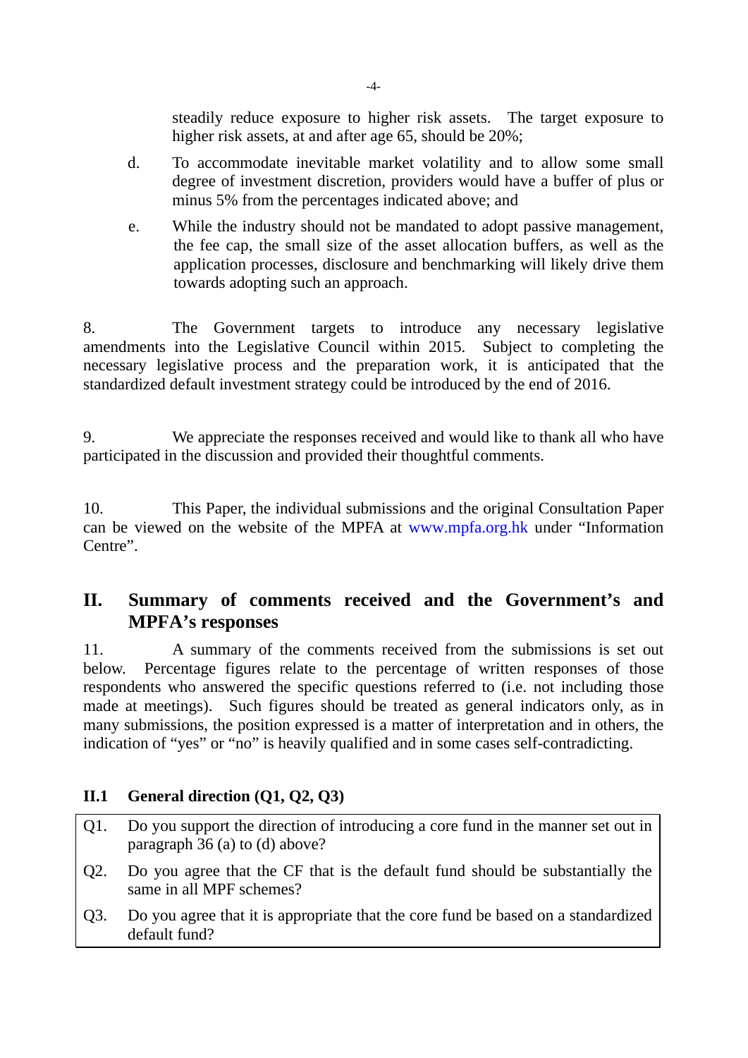steadily reduce exposure to higher risk assets. The target exposure to higher risk assets, at and after age 65, should be 20%;

d. To accommodate inevitable market volatility and to allow some small degree of investment discretion, providers would have a buffer of plus or minus 5% from the percentages indicated above; and

e. While the industry should not be mandated to adopt passive management, the fee cap, the small size of the asset allocation buffers, as well as the application processes, disclosure and benchmarking will likely drive them towards adopting such an approach.

8. The Government targets to introduce any necessary legislative amendments into the Legislative Council within 2015. Subject to completing the necessary legislative process and the preparation work, it is anticipated that the standardized default investment strategy could be introduced by the end of 2016.

9. We appreciate the responses received and would like to thank all who have participated in the discussion and provided their thoughtful comments.

10. This Paper, the individual submissions and the original Consultation Paper can be viewed on the website of the MPFA at www.mpfa.org.hk under "Information Centre".

## II. Summary of comments received and the Government's and MPFA's responses

11. A summary of the comments received from the submissions is set out below. Percentage figures relate to the percentage of written responses of those respondents who answered the specific questions referred to (i.e. not including those made at meetings). Such figures should be treated as general indicators only, as in many submissions, the position expressed is a matter of interpretation and in others, the indication of "yes" or "no" is heavily qualified and in some cases self-contradicting.

### II.1 General direction (Q1, Q2, Q3)

Q1. Do you support the direction of introducing a core fund in the manner set out in paragraph 36 (a) to (d) above?

Q2. Do you agree that the CF that is the default fund should be substantially the same in all MPF schemes?

Q3. Do you agree that it is appropriate that the core fund be based on a standardized default fund?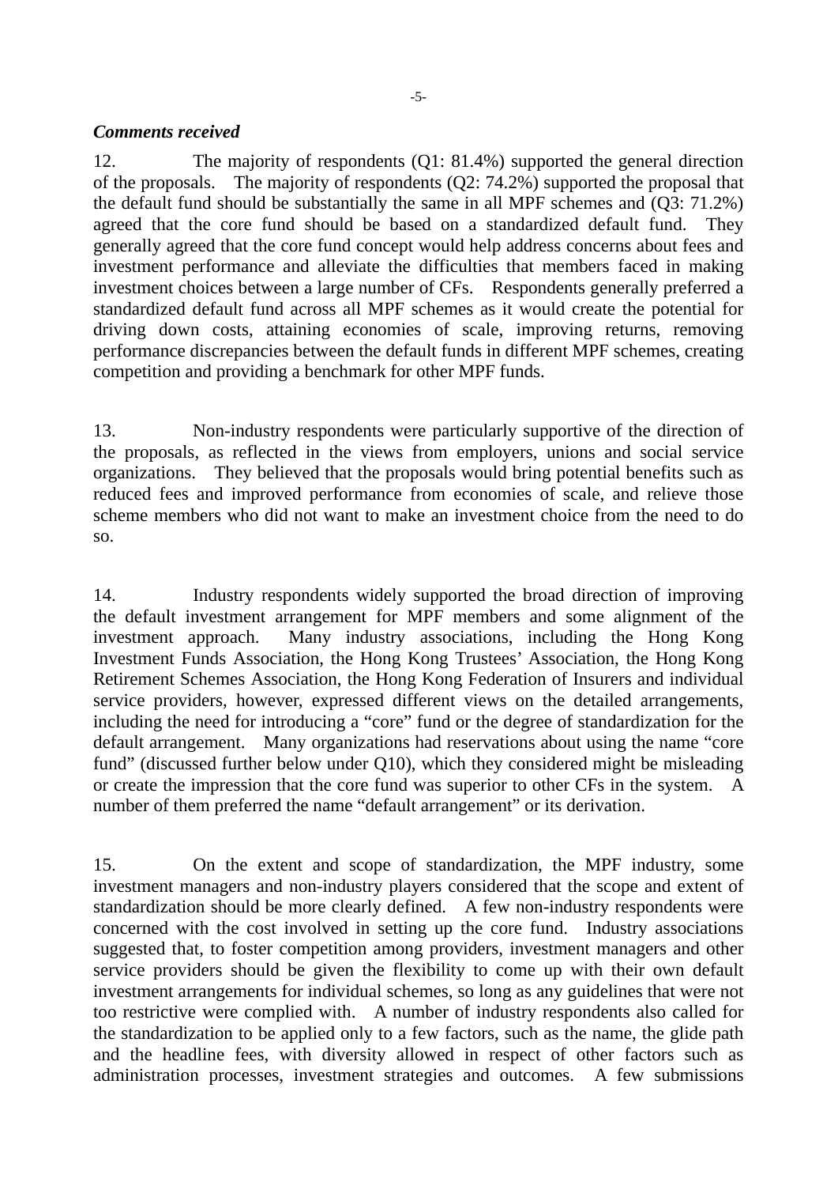***Comments received***

12. The majority of respondents (Q1: 81.4%) supported the general direction of the proposals. The majority of respondents (Q2: 74.2%) supported the proposal that the default fund should be substantially the same in all MPF schemes and (Q3: 71.2%) agreed that the core fund should be based on a standardized default fund. They generally agreed that the core fund concept would help address concerns about fees and investment performance and alleviate the difficulties that members faced in making investment choices between a large number of CFs. Respondents generally preferred a standardized default fund across all MPF schemes as it would create the potential for driving down costs, attaining economies of scale, improving returns, removing performance discrepancies between the default funds in different MPF schemes, creating competition and providing a benchmark for other MPF funds.

13. Non-industry respondents were particularly supportive of the direction of the proposals, as reflected in the views from employers, unions and social service organizations. They believed that the proposals would bring potential benefits such as reduced fees and improved performance from economies of scale, and relieve those scheme members who did not want to make an investment choice from the need to do so.

14. Industry respondents widely supported the broad direction of improving the default investment arrangement for MPF members and some alignment of the investment approach. Many industry associations, including the Hong Kong Investment Funds Association, the Hong Kong Trustees' Association, the Hong Kong Retirement Schemes Association, the Hong Kong Federation of Insurers and individual service providers, however, expressed different views on the detailed arrangements, including the need for introducing a "core" fund or the degree of standardization for the default arrangement. Many organizations had reservations about using the name "core fund" (discussed further below under Q10), which they considered might be misleading or create the impression that the core fund was superior to other CFs in the system. A number of them preferred the name "default arrangement" or its derivation.

15. On the extent and scope of standardization, the MPF industry, some investment managers and non-industry players considered that the scope and extent of standardization should be more clearly defined. A few non-industry respondents were concerned with the cost involved in setting up the core fund. Industry associations suggested that, to foster competition among providers, investment managers and other service providers should be given the flexibility to come up with their own default investment arrangements for individual schemes, so long as any guidelines that were not too restrictive were complied with. A number of industry respondents also called for the standardization to be applied only to a few factors, such as the name, the glide path and the headline fees, with diversity allowed in respect of other factors such as administration processes, investment strategies and outcomes. A few submissions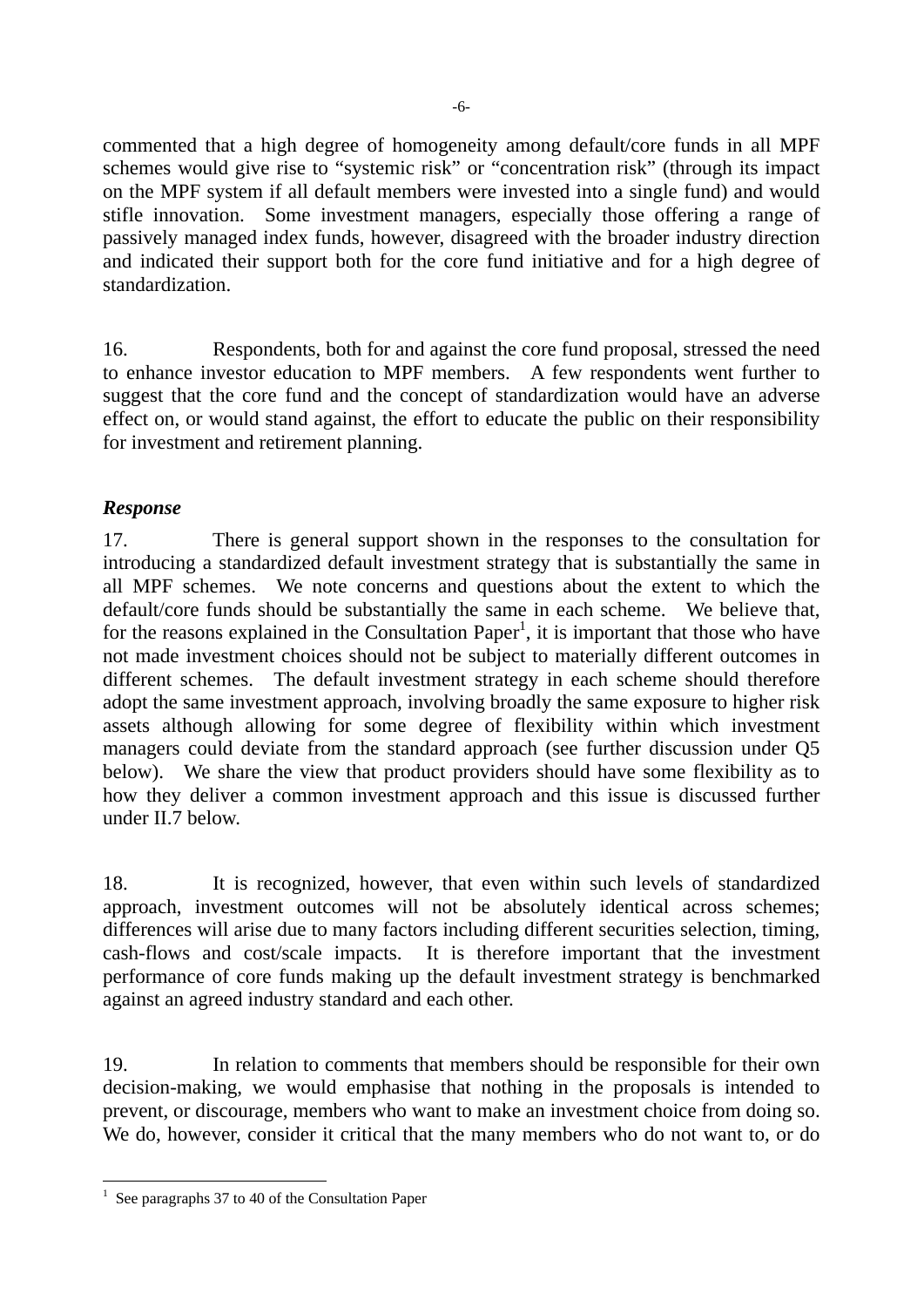commented that a high degree of homogeneity among default/core funds in all MPF schemes would give rise to "systemic risk" or "concentration risk" (through its impact on the MPF system if all default members were invested into a single fund) and would stifle innovation. Some investment managers, especially those offering a range of passively managed index funds, however, disagreed with the broader industry direction and indicated their support both for the core fund initiative and for a high degree of standardization.

16. Respondents, both for and against the core fund proposal, stressed the need to enhance investor education to MPF members. A few respondents went further to suggest that the core fund and the concept of standardization would have an adverse effect on, or would stand against, the effort to educate the public on their responsibility for investment and retirement planning.

***Response***

17. There is general support shown in the responses to the consultation for introducing a standardized default investment strategy that is substantially the same in all MPF schemes. We note concerns and questions about the extent to which the default/core funds should be substantially the same in each scheme. We believe that, for the reasons explained in the Consultation Paper[1], it is important that those who have not made investment choices should not be subject to materially different outcomes in different schemes. The default investment strategy in each scheme should therefore adopt the same investment approach, involving broadly the same exposure to higher risk assets although allowing for some degree of flexibility within which investment managers could deviate from the standard approach (see further discussion under Q5 below). We share the view that product providers should have some flexibility as to how they deliver a common investment approach and this issue is discussed further under II.7 below.

18. It is recognized, however, that even within such levels of standardized approach, investment outcomes will not be absolutely identical across schemes; differences will arise due to many factors including different securities selection, timing, cash-flows and cost/scale impacts. It is therefore important that the investment performance of core funds making up the default investment strategy is benchmarked against an agreed industry standard and each other.

19. In relation to comments that members should be responsible for their own decision-making, we would emphasise that nothing in the proposals is intended to prevent, or discourage, members who want to make an investment choice from doing so. We do, however, consider it critical that the many members who do not want to, or do

[1] See paragraphs 37 to 40 of the Consultation Paper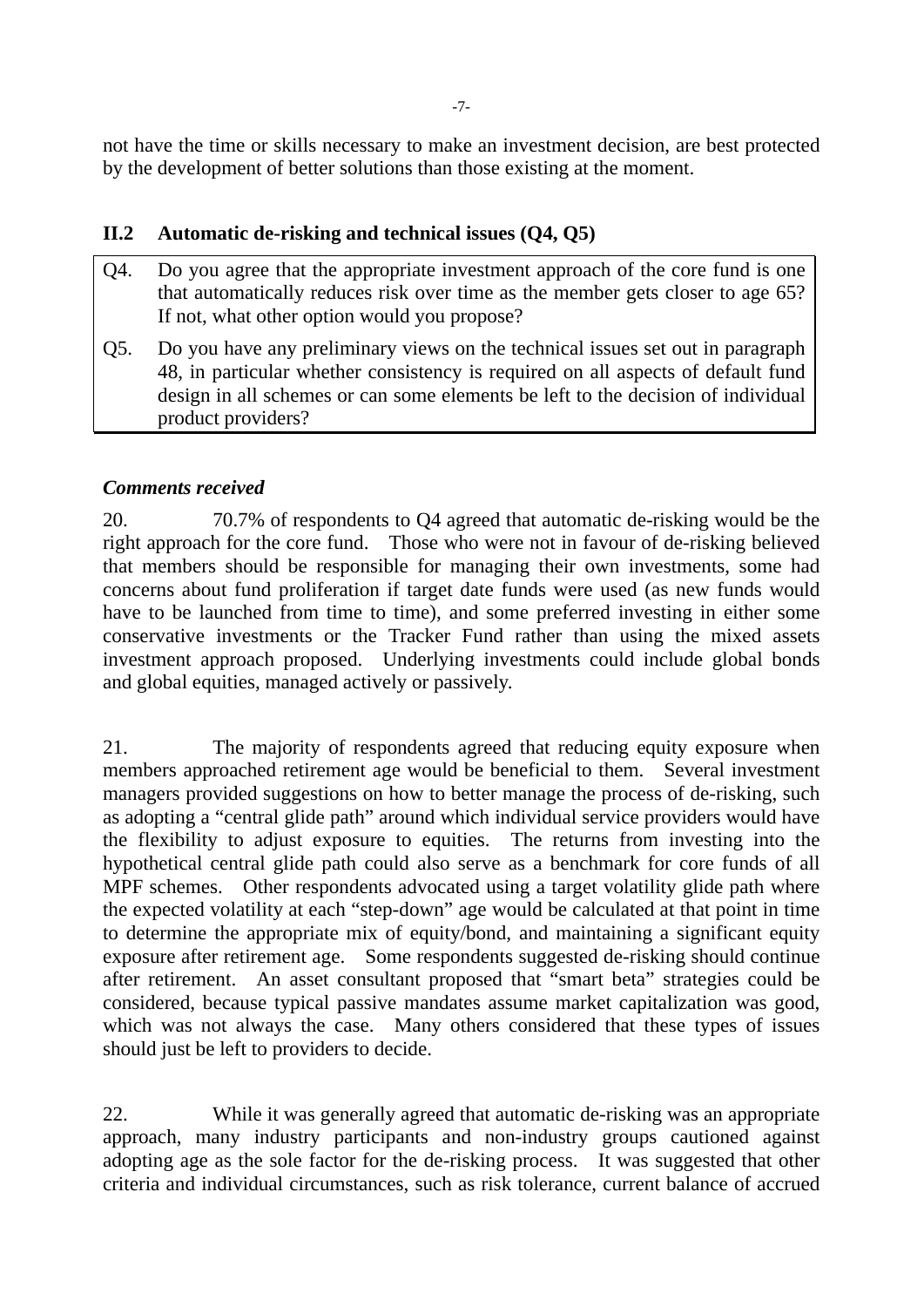not have the time or skills necessary to make an investment decision, are best protected by the development of better solutions than those existing at the moment.

### II.2 Automatic de-risking and technical issues (Q4, Q5)

| | |
|---|---|
| Q4. | Do you agree that the appropriate investment approach of the core fund is one that automatically reduces risk over time as the member gets closer to age 65? If not, what other option would you propose? |
| Q5. | Do you have any preliminary views on the technical issues set out in paragraph 48, in particular whether consistency is required on all aspects of default fund design in all schemes or can some elements be left to the decision of individual product providers? |

***Comments received***

20. 70.7% of respondents to Q4 agreed that automatic de-risking would be the right approach for the core fund. Those who were not in favour of de-risking believed that members should be responsible for managing their own investments, some had concerns about fund proliferation if target date funds were used (as new funds would have to be launched from time to time), and some preferred investing in either some conservative investments or the Tracker Fund rather than using the mixed assets investment approach proposed. Underlying investments could include global bonds and global equities, managed actively or passively.

21. The majority of respondents agreed that reducing equity exposure when members approached retirement age would be beneficial to them. Several investment managers provided suggestions on how to better manage the process of de-risking, such as adopting a "central glide path" around which individual service providers would have the flexibility to adjust exposure to equities. The returns from investing into the hypothetical central glide path could also serve as a benchmark for core funds of all MPF schemes. Other respondents advocated using a target volatility glide path where the expected volatility at each "step-down" age would be calculated at that point in time to determine the appropriate mix of equity/bond, and maintaining a significant equity exposure after retirement age. Some respondents suggested de-risking should continue after retirement. An asset consultant proposed that "smart beta" strategies could be considered, because typical passive mandates assume market capitalization was good, which was not always the case. Many others considered that these types of issues should just be left to providers to decide.

22. While it was generally agreed that automatic de-risking was an appropriate approach, many industry participants and non-industry groups cautioned against adopting age as the sole factor for the de-risking process. It was suggested that other criteria and individual circumstances, such as risk tolerance, current balance of accrued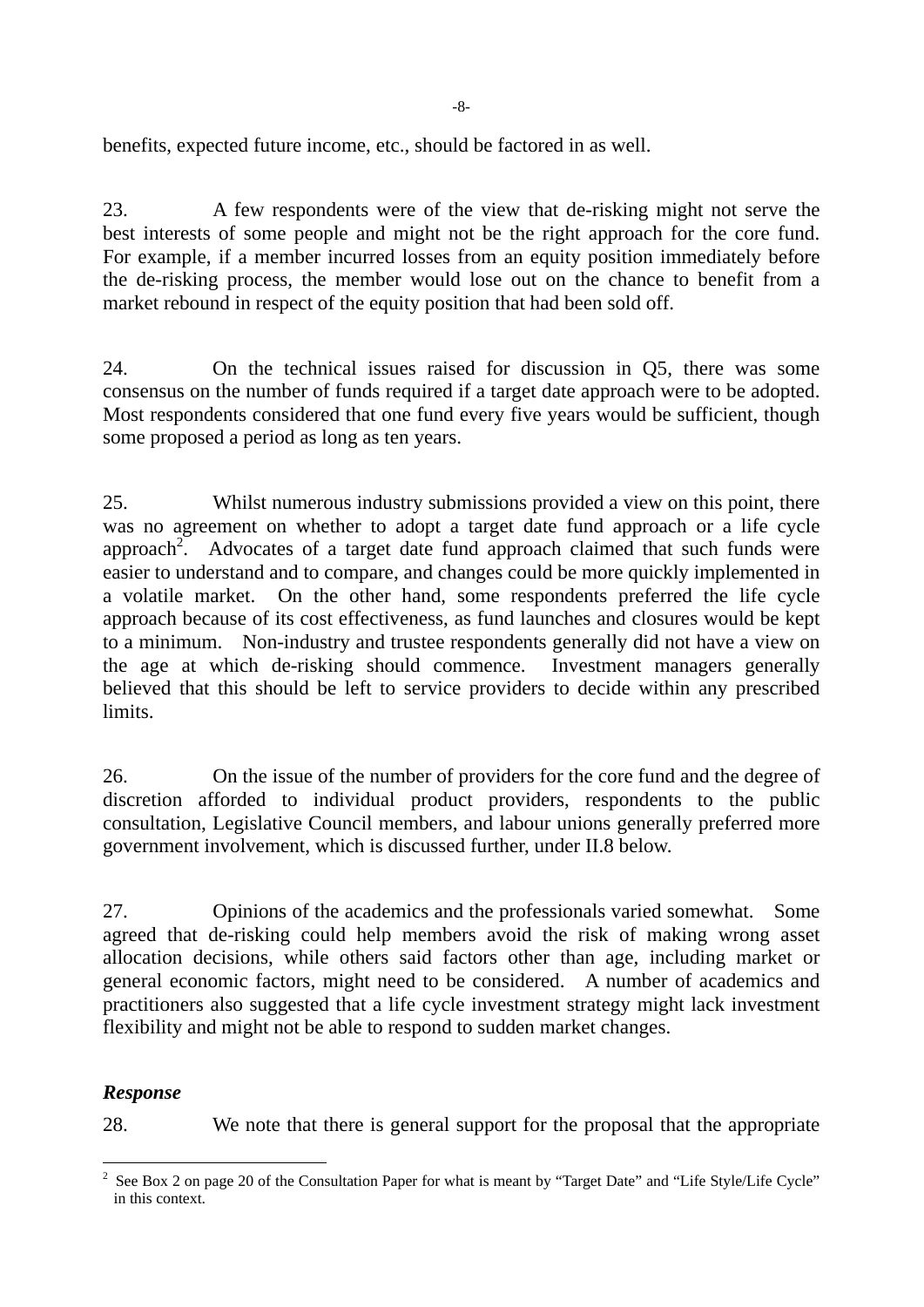benefits, expected future income, etc., should be factored in as well.

23. A few respondents were of the view that de-risking might not serve the best interests of some people and might not be the right approach for the core fund. For example, if a member incurred losses from an equity position immediately before the de-risking process, the member would lose out on the chance to benefit from a market rebound in respect of the equity position that had been sold off.

24. On the technical issues raised for discussion in Q5, there was some consensus on the number of funds required if a target date approach were to be adopted. Most respondents considered that one fund every five years would be sufficient, though some proposed a period as long as ten years.

25. Whilst numerous industry submissions provided a view on this point, there was no agreement on whether to adopt a target date fund approach or a life cycle approach[2]. Advocates of a target date fund approach claimed that such funds were easier to understand and to compare, and changes could be more quickly implemented in a volatile market. On the other hand, some respondents preferred the life cycle approach because of its cost effectiveness, as fund launches and closures would be kept to a minimum. Non-industry and trustee respondents generally did not have a view on the age at which de-risking should commence. Investment managers generally believed that this should be left to service providers to decide within any prescribed limits.

26. On the issue of the number of providers for the core fund and the degree of discretion afforded to individual product providers, respondents to the public consultation, Legislative Council members, and labour unions generally preferred more government involvement, which is discussed further, under II.8 below.

27. Opinions of the academics and the professionals varied somewhat. Some agreed that de-risking could help members avoid the risk of making wrong asset allocation decisions, while others said factors other than age, including market or general economic factors, might need to be considered. A number of academics and practitioners also suggested that a life cycle investment strategy might lack investment flexibility and might not be able to respond to sudden market changes.

***Response***

28. We note that there is general support for the proposal that the appropriate

---

[2] See Box 2 on page 20 of the Consultation Paper for what is meant by "Target Date" and "Life Style/Life Cycle" in this context.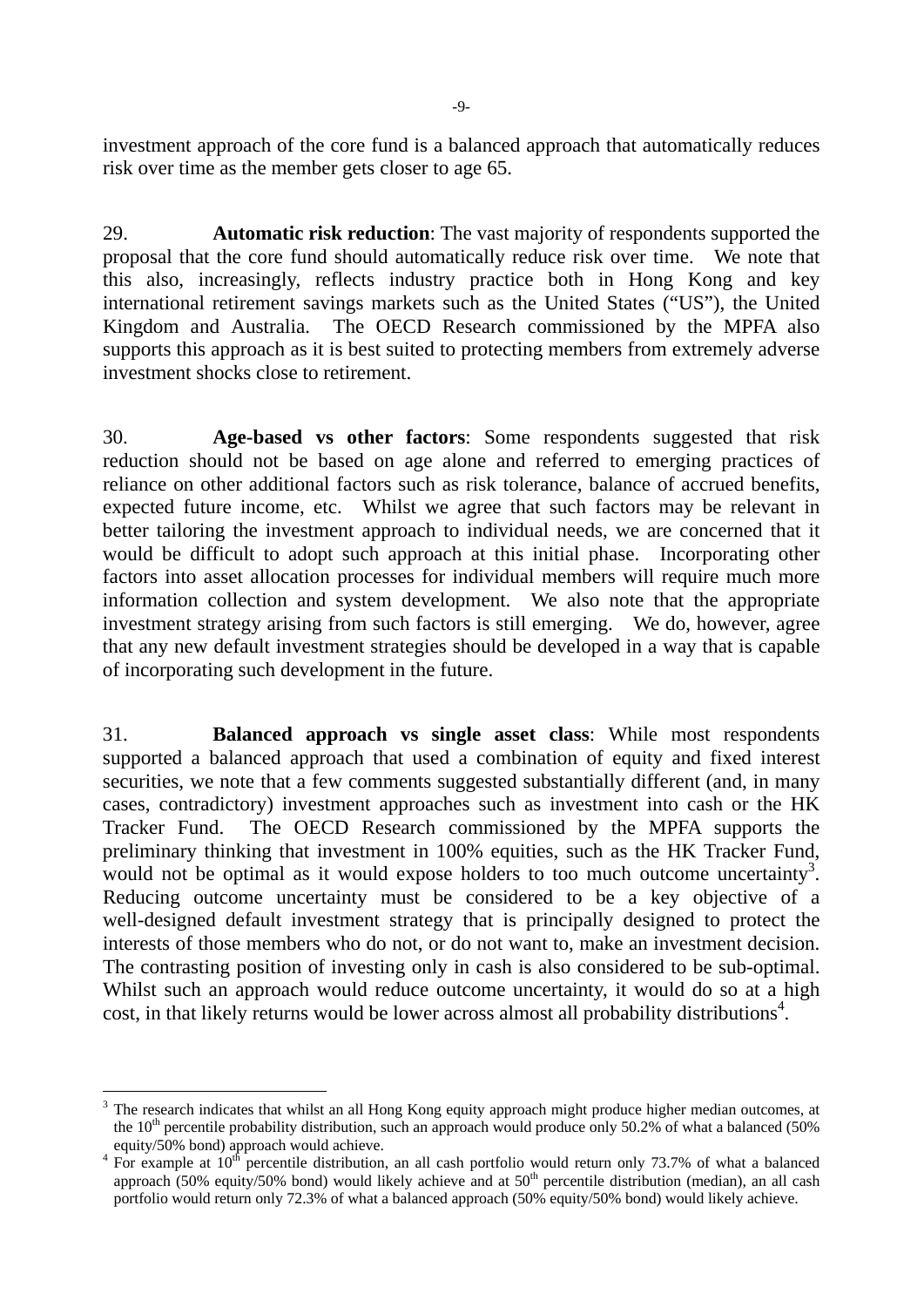investment approach of the core fund is a balanced approach that automatically reduces risk over time as the member gets closer to age 65.

29. **Automatic risk reduction**: The vast majority of respondents supported the proposal that the core fund should automatically reduce risk over time. We note that this also, increasingly, reflects industry practice both in Hong Kong and key international retirement savings markets such as the United States ("US"), the United Kingdom and Australia. The OECD Research commissioned by the MPFA also supports this approach as it is best suited to protecting members from extremely adverse investment shocks close to retirement.

30. **Age-based vs other factors**: Some respondents suggested that risk reduction should not be based on age alone and referred to emerging practices of reliance on other additional factors such as risk tolerance, balance of accrued benefits, expected future income, etc. Whilst we agree that such factors may be relevant in better tailoring the investment approach to individual needs, we are concerned that it would be difficult to adopt such approach at this initial phase. Incorporating other factors into asset allocation processes for individual members will require much more information collection and system development. We also note that the appropriate investment strategy arising from such factors is still emerging. We do, however, agree that any new default investment strategies should be developed in a way that is capable of incorporating such development in the future.

31. **Balanced approach vs single asset class**: While most respondents supported a balanced approach that used a combination of equity and fixed interest securities, we note that a few comments suggested substantially different (and, in many cases, contradictory) investment approaches such as investment into cash or the HK Tracker Fund. The OECD Research commissioned by the MPFA supports the preliminary thinking that investment in 100% equities, such as the HK Tracker Fund, would not be optimal as it would expose holders to too much outcome uncertainty[3]. Reducing outcome uncertainty must be considered to be a key objective of a well-designed default investment strategy that is principally designed to protect the interests of those members who do not, or do not want to, make an investment decision. The contrasting position of investing only in cash is also considered to be sub-optimal. Whilst such an approach would reduce outcome uncertainty, it would do so at a high cost, in that likely returns would be lower across almost all probability distributions[4].

---

[3] The research indicates that whilst an all Hong Kong equity approach might produce higher median outcomes, at the 10th percentile probability distribution, such an approach would produce only 50.2% of what a balanced (50% equity/50% bond) approach would achieve.

[4] For example at 10th percentile distribution, an all cash portfolio would return only 73.7% of what a balanced approach (50% equity/50% bond) would likely achieve and at 50th percentile distribution (median), an all cash portfolio would return only 72.3% of what a balanced approach (50% equity/50% bond) would likely achieve.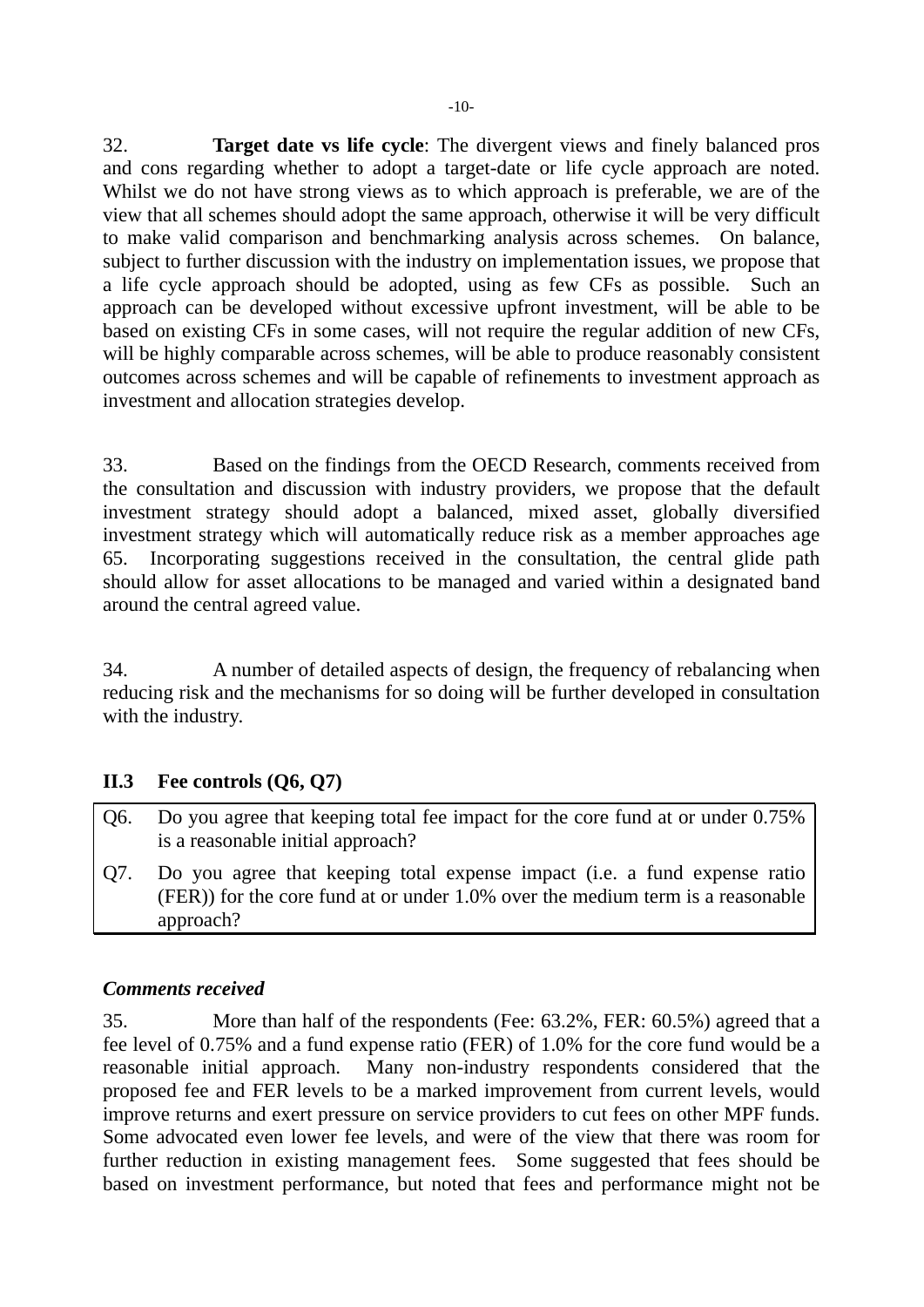32. **Target date vs life cycle**: The divergent views and finely balanced pros and cons regarding whether to adopt a target-date or life cycle approach are noted. Whilst we do not have strong views as to which approach is preferable, we are of the view that all schemes should adopt the same approach, otherwise it will be very difficult to make valid comparison and benchmarking analysis across schemes. On balance, subject to further discussion with the industry on implementation issues, we propose that a life cycle approach should be adopted, using as few CFs as possible. Such an approach can be developed without excessive upfront investment, will be able to be based on existing CFs in some cases, will not require the regular addition of new CFs, will be highly comparable across schemes, will be able to produce reasonably consistent outcomes across schemes and will be capable of refinements to investment approach as investment and allocation strategies develop.

33. Based on the findings from the OECD Research, comments received from the consultation and discussion with industry providers, we propose that the default investment strategy should adopt a balanced, mixed asset, globally diversified investment strategy which will automatically reduce risk as a member approaches age 65. Incorporating suggestions received in the consultation, the central glide path should allow for asset allocations to be managed and varied within a designated band around the central agreed value.

34. A number of detailed aspects of design, the frequency of rebalancing when reducing risk and the mechanisms for so doing will be further developed in consultation with the industry.

### II.3 Fee controls (Q6, Q7)

| | |
|---|---|
| Q6. | Do you agree that keeping total fee impact for the core fund at or under 0.75% is a reasonable initial approach? |
| Q7. | Do you agree that keeping total expense impact (i.e. a fund expense ratio (FER)) for the core fund at or under 1.0% over the medium term is a reasonable approach? |

***Comments received***

35. More than half of the respondents (Fee: 63.2%, FER: 60.5%) agreed that a fee level of 0.75% and a fund expense ratio (FER) of 1.0% for the core fund would be a reasonable initial approach. Many non-industry respondents considered that the proposed fee and FER levels to be a marked improvement from current levels, would improve returns and exert pressure on service providers to cut fees on other MPF funds. Some advocated even lower fee levels, and were of the view that there was room for further reduction in existing management fees. Some suggested that fees should be based on investment performance, but noted that fees and performance might not be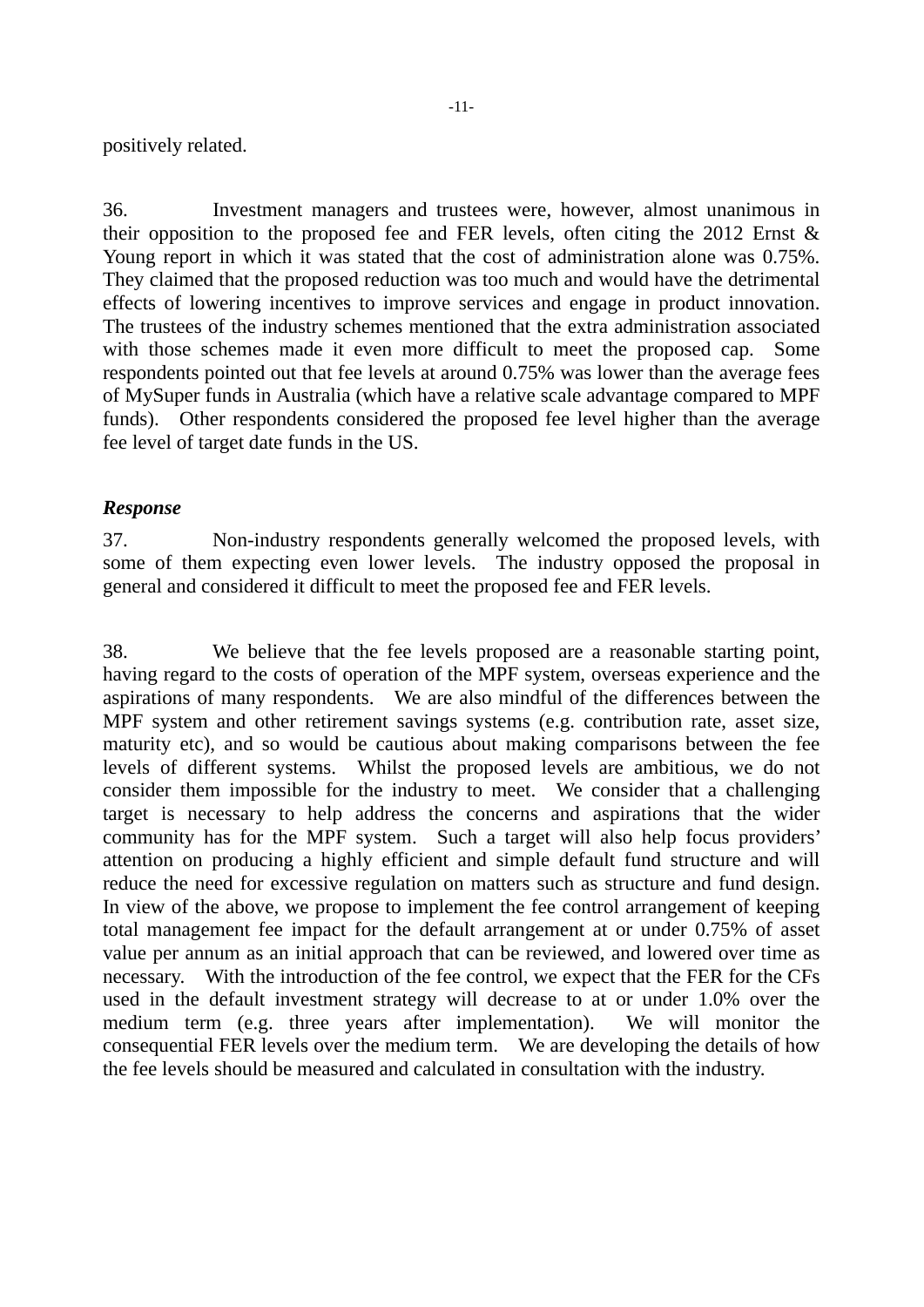positively related.

36. Investment managers and trustees were, however, almost unanimous in their opposition to the proposed fee and FER levels, often citing the 2012 Ernst & Young report in which it was stated that the cost of administration alone was 0.75%. They claimed that the proposed reduction was too much and would have the detrimental effects of lowering incentives to improve services and engage in product innovation. The trustees of the industry schemes mentioned that the extra administration associated with those schemes made it even more difficult to meet the proposed cap. Some respondents pointed out that fee levels at around 0.75% was lower than the average fees of MySuper funds in Australia (which have a relative scale advantage compared to MPF funds). Other respondents considered the proposed fee level higher than the average fee level of target date funds in the US.

***Response***

37. Non-industry respondents generally welcomed the proposed levels, with some of them expecting even lower levels. The industry opposed the proposal in general and considered it difficult to meet the proposed fee and FER levels.

38. We believe that the fee levels proposed are a reasonable starting point, having regard to the costs of operation of the MPF system, overseas experience and the aspirations of many respondents. We are also mindful of the differences between the MPF system and other retirement savings systems (e.g. contribution rate, asset size, maturity etc), and so would be cautious about making comparisons between the fee levels of different systems. Whilst the proposed levels are ambitious, we do not consider them impossible for the industry to meet. We consider that a challenging target is necessary to help address the concerns and aspirations that the wider community has for the MPF system. Such a target will also help focus providers' attention on producing a highly efficient and simple default fund structure and will reduce the need for excessive regulation on matters such as structure and fund design. In view of the above, we propose to implement the fee control arrangement of keeping total management fee impact for the default arrangement at or under 0.75% of asset value per annum as an initial approach that can be reviewed, and lowered over time as necessary. With the introduction of the fee control, we expect that the FER for the CFs used in the default investment strategy will decrease to at or under 1.0% over the medium term (e.g. three years after implementation). We will monitor the consequential FER levels over the medium term. We are developing the details of how the fee levels should be measured and calculated in consultation with the industry.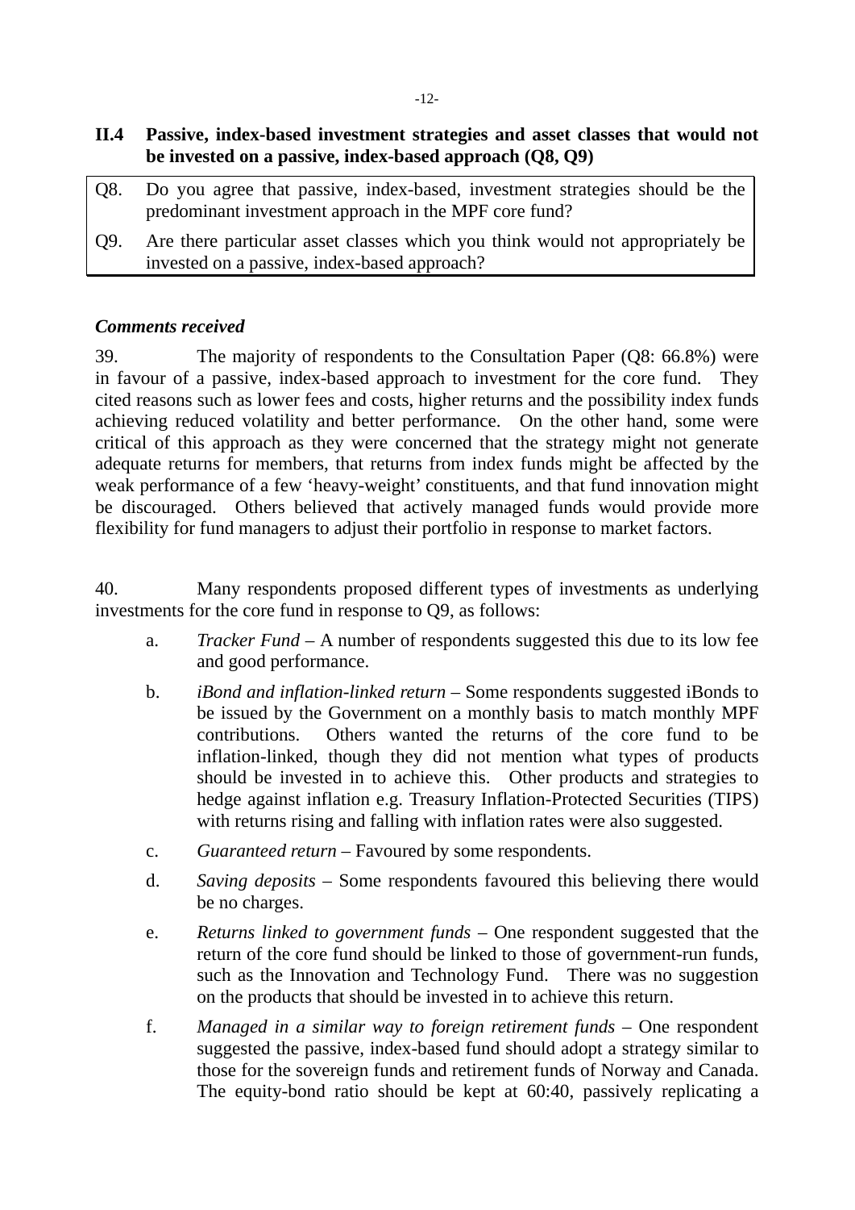### II.4 Passive, index-based investment strategies and asset classes that would not be invested on a passive, index-based approach (Q8, Q9)

Q8. Do you agree that passive, index-based, investment strategies should be the predominant investment approach in the MPF core fund?

Q9. Are there particular asset classes which you think would not appropriately be invested on a passive, index-based approach?

***Comments received***

39. The majority of respondents to the Consultation Paper (Q8: 66.8%) were in favour of a passive, index-based approach to investment for the core fund. They cited reasons such as lower fees and costs, higher returns and the possibility index funds achieving reduced volatility and better performance. On the other hand, some were critical of this approach as they were concerned that the strategy might not generate adequate returns for members, that returns from index funds might be affected by the weak performance of a few 'heavy-weight' constituents, and that fund innovation might be discouraged. Others believed that actively managed funds would provide more flexibility for fund managers to adjust their portfolio in response to market factors.

40. Many respondents proposed different types of investments as underlying investments for the core fund in response to Q9, as follows:

a. *Tracker Fund* – A number of respondents suggested this due to its low fee and good performance.

b. *iBond and inflation-linked return* – Some respondents suggested iBonds to be issued by the Government on a monthly basis to match monthly MPF contributions. Others wanted the returns of the core fund to be inflation-linked, though they did not mention what types of products should be invested in to achieve this. Other products and strategies to hedge against inflation e.g. Treasury Inflation-Protected Securities (TIPS) with returns rising and falling with inflation rates were also suggested.

c. *Guaranteed return* – Favoured by some respondents.

d. *Saving deposits* – Some respondents favoured this believing there would be no charges.

e. *Returns linked to government funds* – One respondent suggested that the return of the core fund should be linked to those of government-run funds, such as the Innovation and Technology Fund. There was no suggestion on the products that should be invested in to achieve this return.

f. *Managed in a similar way to foreign retirement funds* – One respondent suggested the passive, index-based fund should adopt a strategy similar to those for the sovereign funds and retirement funds of Norway and Canada. The equity-bond ratio should be kept at 60:40, passively replicating a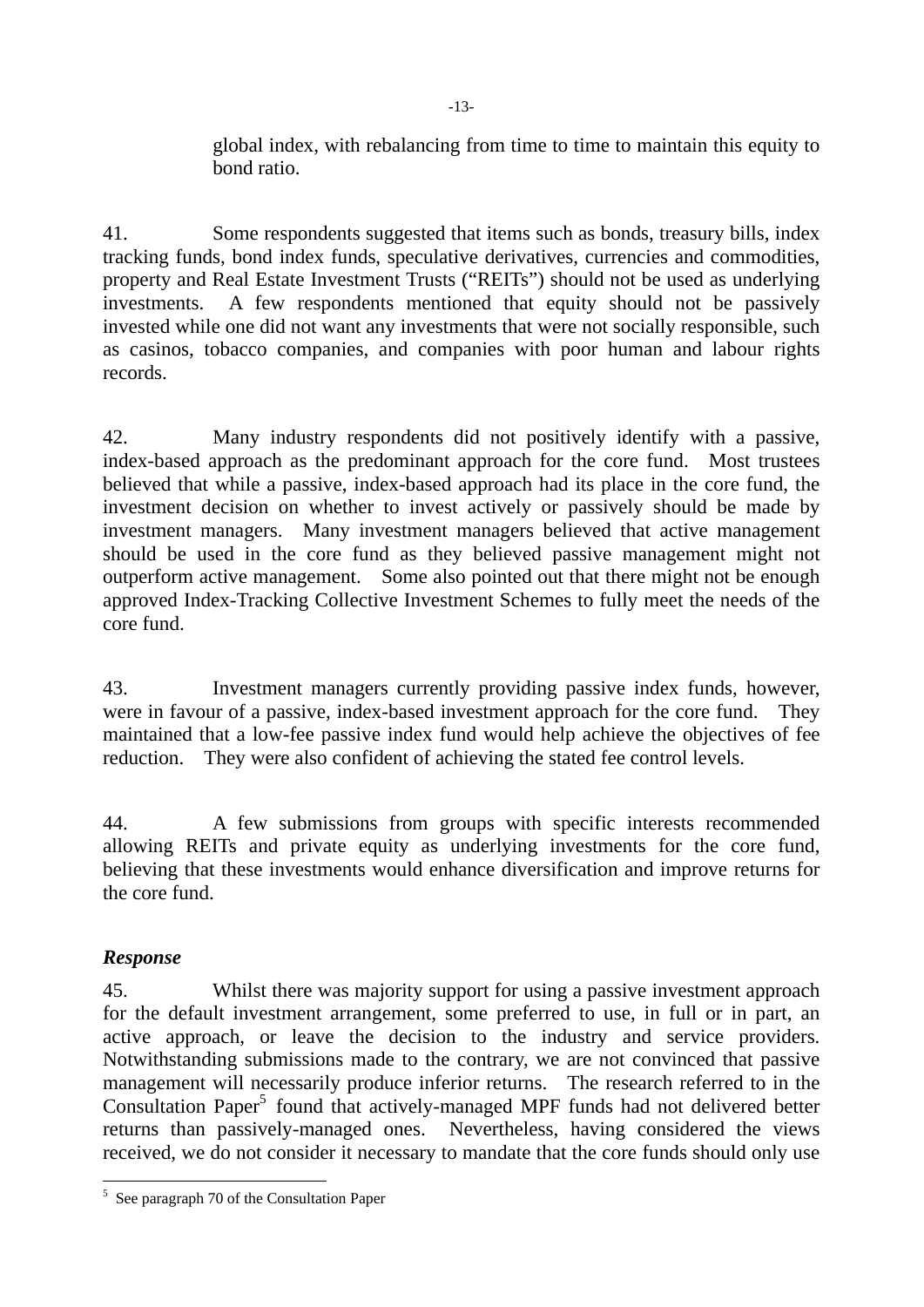global index, with rebalancing from time to time to maintain this equity to bond ratio.

41. Some respondents suggested that items such as bonds, treasury bills, index tracking funds, bond index funds, speculative derivatives, currencies and commodities, property and Real Estate Investment Trusts ("REITs") should not be used as underlying investments. A few respondents mentioned that equity should not be passively invested while one did not want any investments that were not socially responsible, such as casinos, tobacco companies, and companies with poor human and labour rights records.

42. Many industry respondents did not positively identify with a passive, index-based approach as the predominant approach for the core fund. Most trustees believed that while a passive, index-based approach had its place in the core fund, the investment decision on whether to invest actively or passively should be made by investment managers. Many investment managers believed that active management should be used in the core fund as they believed passive management might not outperform active management. Some also pointed out that there might not be enough approved Index-Tracking Collective Investment Schemes to fully meet the needs of the core fund.

43. Investment managers currently providing passive index funds, however, were in favour of a passive, index-based investment approach for the core fund. They maintained that a low-fee passive index fund would help achieve the objectives of fee reduction. They were also confident of achieving the stated fee control levels.

44. A few submissions from groups with specific interests recommended allowing REITs and private equity as underlying investments for the core fund, believing that these investments would enhance diversification and improve returns for the core fund.

***Response***

45. Whilst there was majority support for using a passive investment approach for the default investment arrangement, some preferred to use, in full or in part, an active approach, or leave the decision to the industry and service providers. Notwithstanding submissions made to the contrary, we are not convinced that passive management will necessarily produce inferior returns. The research referred to in the Consultation Paper[5] found that actively-managed MPF funds had not delivered better returns than passively-managed ones. Nevertheless, having considered the views received, we do not consider it necessary to mandate that the core funds should only use

[5] See paragraph 70 of the Consultation Paper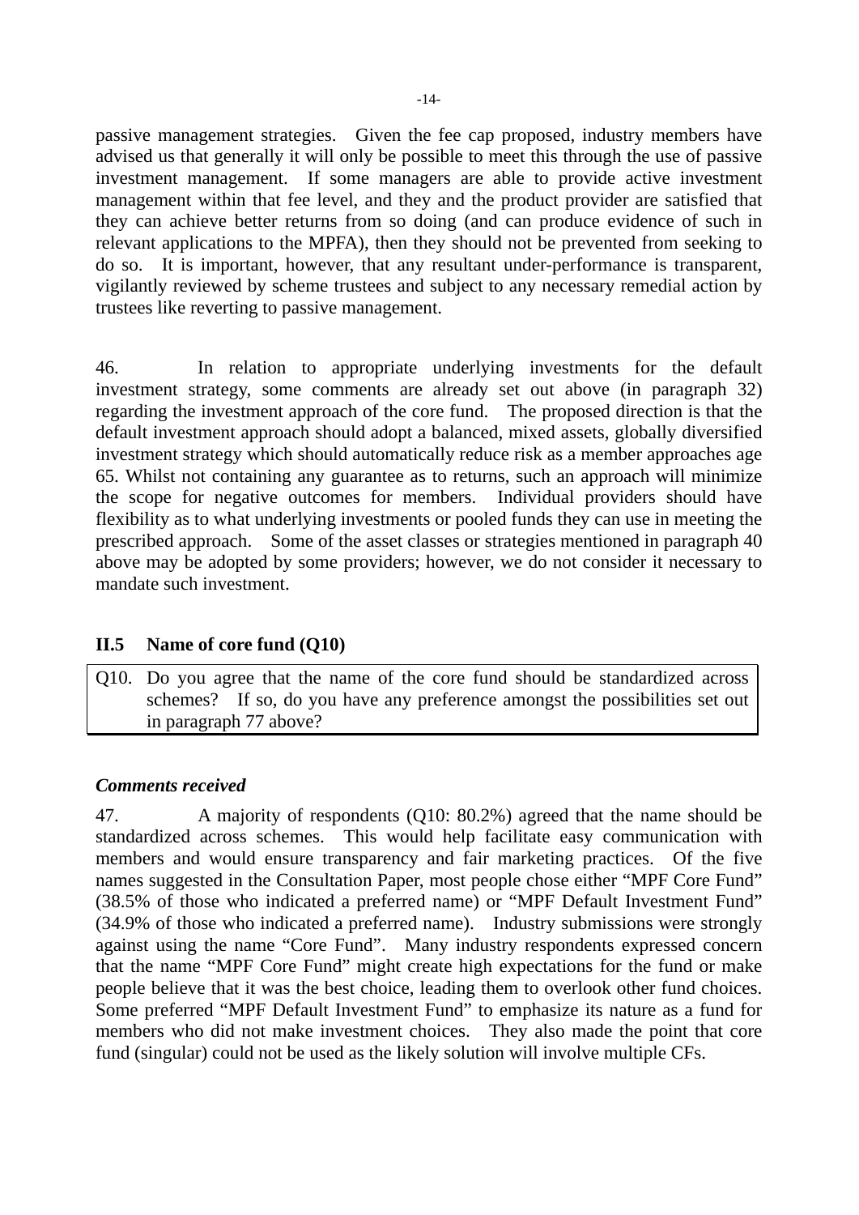passive management strategies. Given the fee cap proposed, industry members have advised us that generally it will only be possible to meet this through the use of passive investment management. If some managers are able to provide active investment management within that fee level, and they and the product provider are satisfied that they can achieve better returns from so doing (and can produce evidence of such in relevant applications to the MPFA), then they should not be prevented from seeking to do so. It is important, however, that any resultant under-performance is transparent, vigilantly reviewed by scheme trustees and subject to any necessary remedial action by trustees like reverting to passive management.

46. In relation to appropriate underlying investments for the default investment strategy, some comments are already set out above (in paragraph 32) regarding the investment approach of the core fund. The proposed direction is that the default investment approach should adopt a balanced, mixed assets, globally diversified investment strategy which should automatically reduce risk as a member approaches age 65. Whilst not containing any guarantee as to returns, such an approach will minimize the scope for negative outcomes for members. Individual providers should have flexibility as to what underlying investments or pooled funds they can use in meeting the prescribed approach. Some of the asset classes or strategies mentioned in paragraph 40 above may be adopted by some providers; however, we do not consider it necessary to mandate such investment.

### II.5 Name of core fund (Q10)

| Q10. Do you agree that the name of the core fund should be standardized across schemes? If so, do you have any preference amongst the possibilities set out in paragraph 77 above? |
|---|

#### *Comments received*

47. A majority of respondents (Q10: 80.2%) agreed that the name should be standardized across schemes. This would help facilitate easy communication with members and would ensure transparency and fair marketing practices. Of the five names suggested in the Consultation Paper, most people chose either "MPF Core Fund" (38.5% of those who indicated a preferred name) or "MPF Default Investment Fund" (34.9% of those who indicated a preferred name). Industry submissions were strongly against using the name "Core Fund". Many industry respondents expressed concern that the name "MPF Core Fund" might create high expectations for the fund or make people believe that it was the best choice, leading them to overlook other fund choices. Some preferred "MPF Default Investment Fund" to emphasize its nature as a fund for members who did not make investment choices. They also made the point that core fund (singular) could not be used as the likely solution will involve multiple CFs.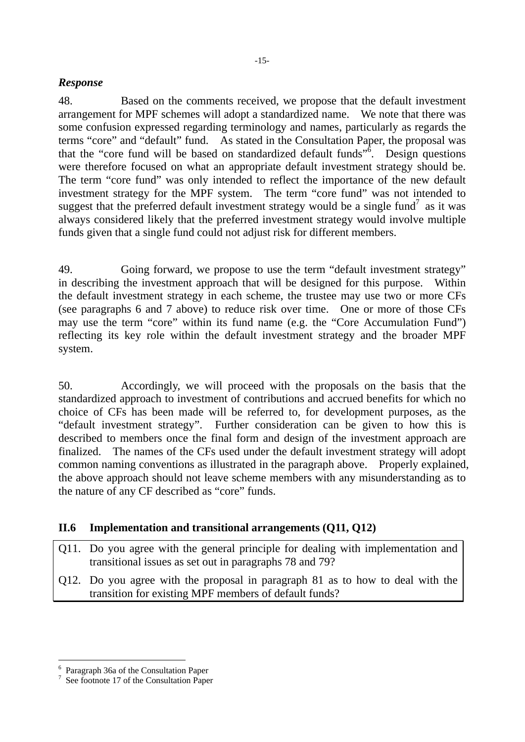***Response***

48. Based on the comments received, we propose that the default investment arrangement for MPF schemes will adopt a standardized name. We note that there was some confusion expressed regarding terminology and names, particularly as regards the terms "core" and "default" fund. As stated in the Consultation Paper, the proposal was that the "core fund will be based on standardized default funds"[6]. Design questions were therefore focused on what an appropriate default investment strategy should be. The term "core fund" was only intended to reflect the importance of the new default investment strategy for the MPF system. The term "core fund" was not intended to suggest that the preferred default investment strategy would be a single fund[7] as it was always considered likely that the preferred investment strategy would involve multiple funds given that a single fund could not adjust risk for different members.

49. Going forward, we propose to use the term "default investment strategy" in describing the investment approach that will be designed for this purpose. Within the default investment strategy in each scheme, the trustee may use two or more CFs (see paragraphs 6 and 7 above) to reduce risk over time. One or more of those CFs may use the term "core" within its fund name (e.g. the "Core Accumulation Fund") reflecting its key role within the default investment strategy and the broader MPF system.

50. Accordingly, we will proceed with the proposals on the basis that the standardized approach to investment of contributions and accrued benefits for which no choice of CFs has been made will be referred to, for development purposes, as the "default investment strategy". Further consideration can be given to how this is described to members once the final form and design of the investment approach are finalized. The names of the CFs used under the default investment strategy will adopt common naming conventions as illustrated in the paragraph above. Properly explained, the above approach should not leave scheme members with any misunderstanding as to the nature of any CF described as "core" funds.

## II.6 Implementation and transitional arrangements (Q11, Q12)

| |
|---|
| Q11. Do you agree with the general principle for dealing with implementation and transitional issues as set out in paragraphs 78 and 79? |
| Q12. Do you agree with the proposal in paragraph 81 as to how to deal with the transition for existing MPF members of default funds? |

---

[6] Paragraph 36a of the Consultation Paper

[7] See footnote 17 of the Consultation Paper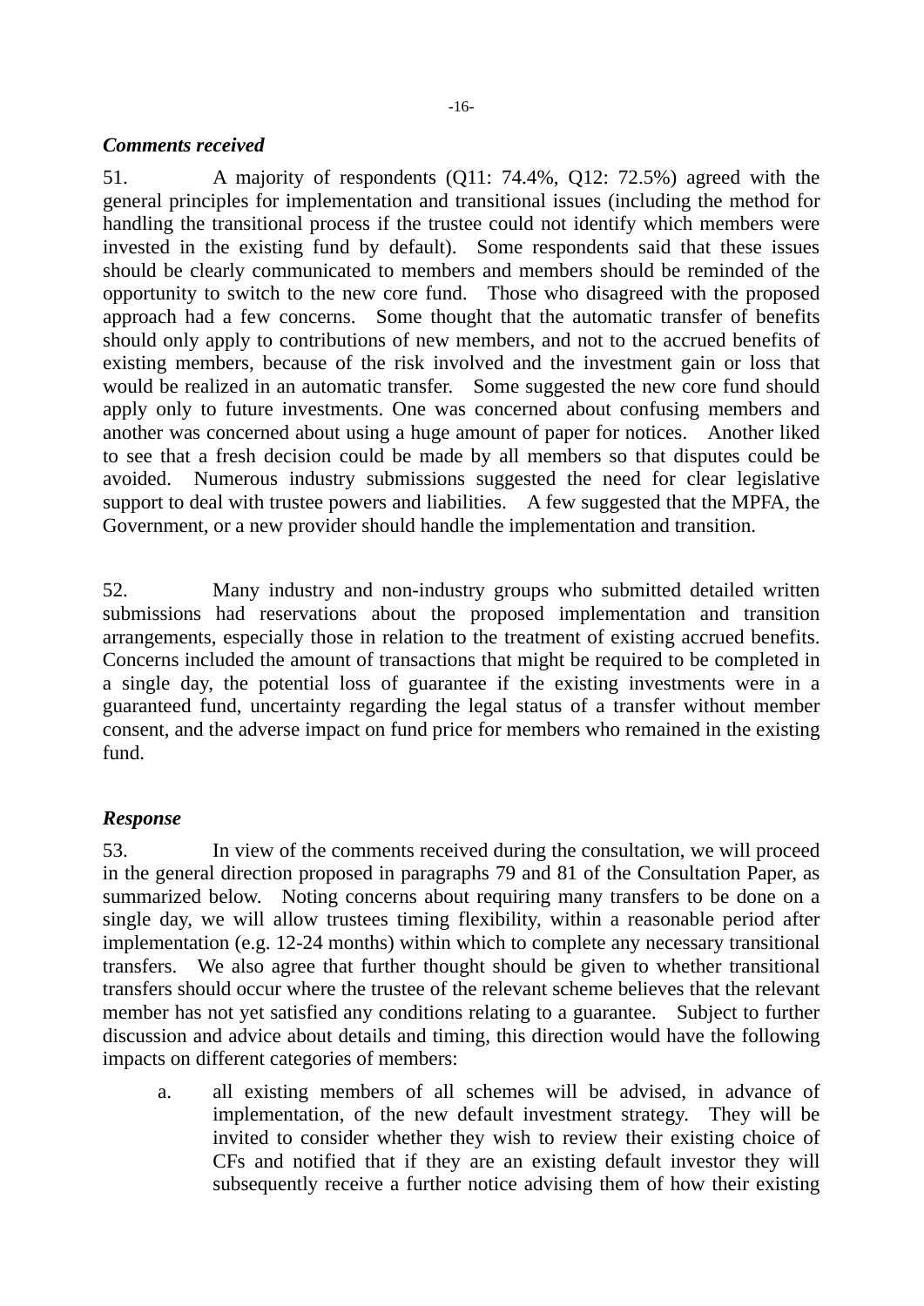***Comments received***

51. A majority of respondents (Q11: 74.4%, Q12: 72.5%) agreed with the general principles for implementation and transitional issues (including the method for handling the transitional process if the trustee could not identify which members were invested in the existing fund by default). Some respondents said that these issues should be clearly communicated to members and members should be reminded of the opportunity to switch to the new core fund. Those who disagreed with the proposed approach had a few concerns. Some thought that the automatic transfer of benefits should only apply to contributions of new members, and not to the accrued benefits of existing members, because of the risk involved and the investment gain or loss that would be realized in an automatic transfer. Some suggested the new core fund should apply only to future investments. One was concerned about confusing members and another was concerned about using a huge amount of paper for notices. Another liked to see that a fresh decision could be made by all members so that disputes could be avoided. Numerous industry submissions suggested the need for clear legislative support to deal with trustee powers and liabilities. A few suggested that the MPFA, the Government, or a new provider should handle the implementation and transition.

52. Many industry and non-industry groups who submitted detailed written submissions had reservations about the proposed implementation and transition arrangements, especially those in relation to the treatment of existing accrued benefits. Concerns included the amount of transactions that might be required to be completed in a single day, the potential loss of guarantee if the existing investments were in a guaranteed fund, uncertainty regarding the legal status of a transfer without member consent, and the adverse impact on fund price for members who remained in the existing fund.

***Response***

53. In view of the comments received during the consultation, we will proceed in the general direction proposed in paragraphs 79 and 81 of the Consultation Paper, as summarized below. Noting concerns about requiring many transfers to be done on a single day, we will allow trustees timing flexibility, within a reasonable period after implementation (e.g. 12-24 months) within which to complete any necessary transitional transfers. We also agree that further thought should be given to whether transitional transfers should occur where the trustee of the relevant scheme believes that the relevant member has not yet satisfied any conditions relating to a guarantee. Subject to further discussion and advice about details and timing, this direction would have the following impacts on different categories of members:

a. all existing members of all schemes will be advised, in advance of implementation, of the new default investment strategy. They will be invited to consider whether they wish to review their existing choice of CFs and notified that if they are an existing default investor they will subsequently receive a further notice advising them of how their existing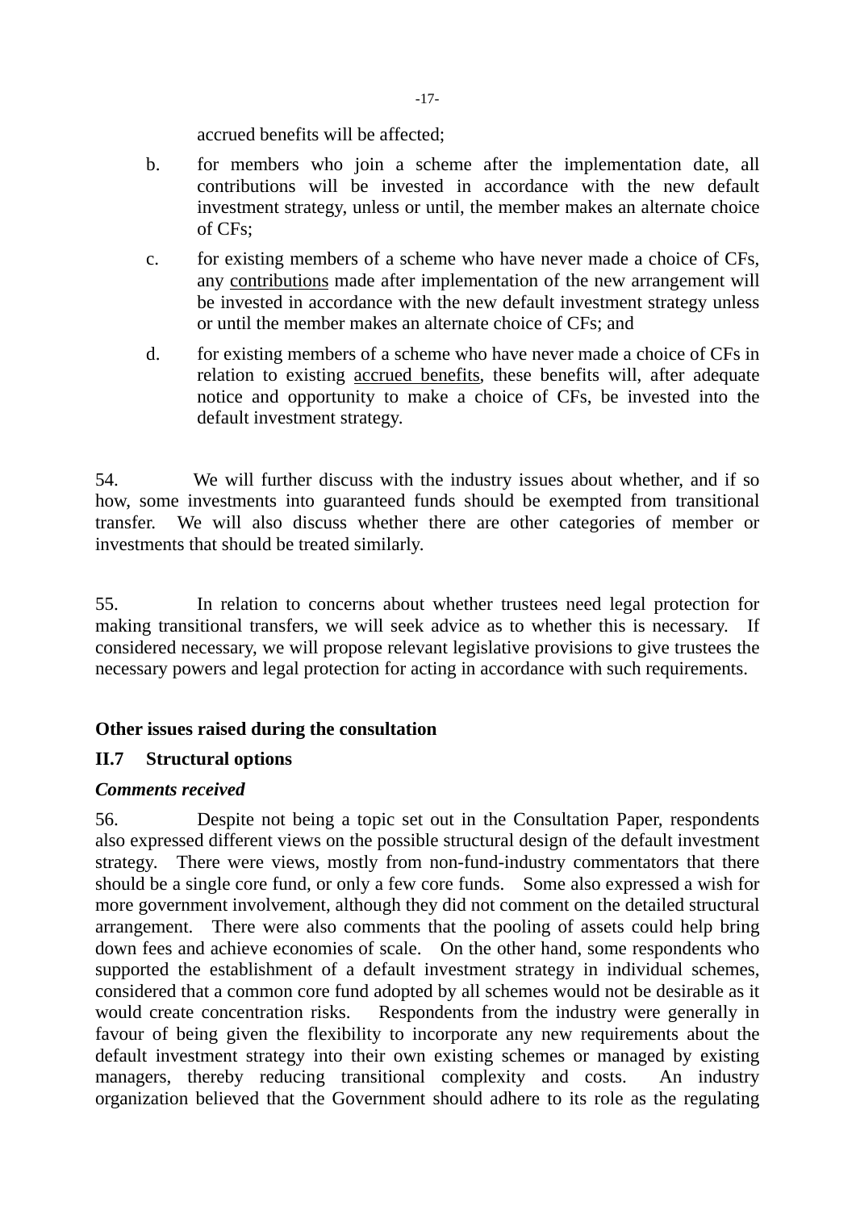accrued benefits will be affected;

b. for members who join a scheme after the implementation date, all contributions will be invested in accordance with the new default investment strategy, unless or until, the member makes an alternate choice of CFs;

c. for existing members of a scheme who have never made a choice of CFs, any <u>contributions</u> made after implementation of the new arrangement will be invested in accordance with the new default investment strategy unless or until the member makes an alternate choice of CFs; and

d. for existing members of a scheme who have never made a choice of CFs in relation to existing <u>accrued benefits</u>, these benefits will, after adequate notice and opportunity to make a choice of CFs, be invested into the default investment strategy.

54. We will further discuss with the industry issues about whether, and if so how, some investments into guaranteed funds should be exempted from transitional transfer. We will also discuss whether there are other categories of member or investments that should be treated similarly.

55. In relation to concerns about whether trustees need legal protection for making transitional transfers, we will seek advice as to whether this is necessary. If considered necessary, we will propose relevant legislative provisions to give trustees the necessary powers and legal protection for acting in accordance with such requirements.

**Other issues raised during the consultation**

**II.7 Structural options**

***Comments received***

56. Despite not being a topic set out in the Consultation Paper, respondents also expressed different views on the possible structural design of the default investment strategy. There were views, mostly from non-fund-industry commentators that there should be a single core fund, or only a few core funds. Some also expressed a wish for more government involvement, although they did not comment on the detailed structural arrangement. There were also comments that the pooling of assets could help bring down fees and achieve economies of scale. On the other hand, some respondents who supported the establishment of a default investment strategy in individual schemes, considered that a common core fund adopted by all schemes would not be desirable as it would create concentration risks. Respondents from the industry were generally in favour of being given the flexibility to incorporate any new requirements about the default investment strategy into their own existing schemes or managed by existing managers, thereby reducing transitional complexity and costs. An industry organization believed that the Government should adhere to its role as the regulating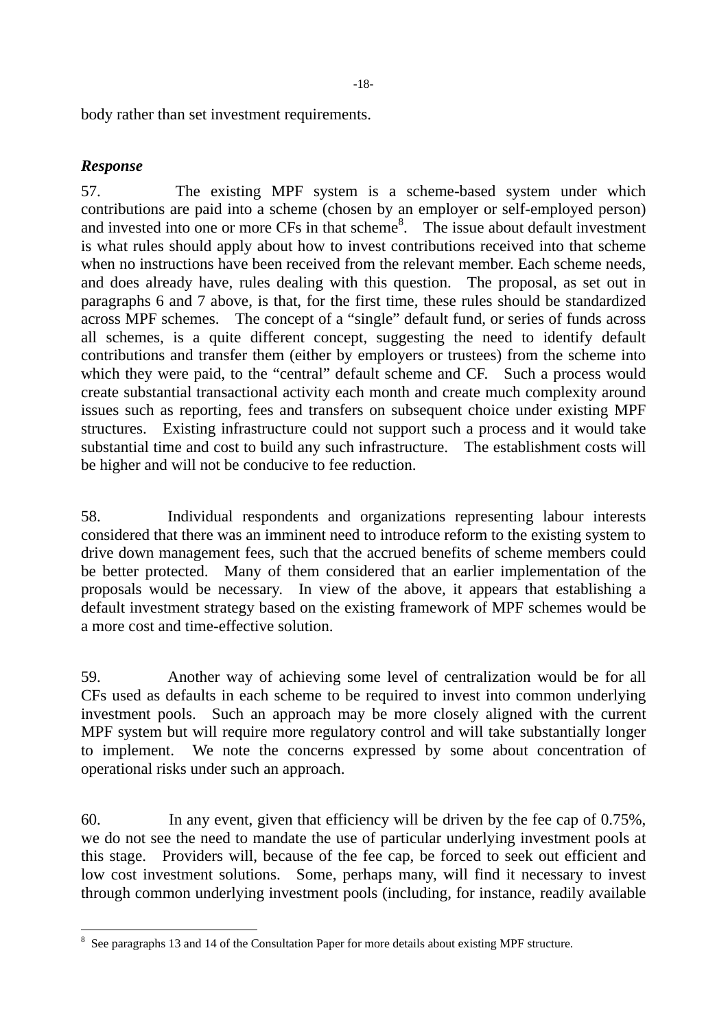body rather than set investment requirements.

***Response***

57. The existing MPF system is a scheme-based system under which contributions are paid into a scheme (chosen by an employer or self-employed person) and invested into one or more CFs in that scheme[8]. The issue about default investment is what rules should apply about how to invest contributions received into that scheme when no instructions have been received from the relevant member. Each scheme needs, and does already have, rules dealing with this question. The proposal, as set out in paragraphs 6 and 7 above, is that, for the first time, these rules should be standardized across MPF schemes. The concept of a "single" default fund, or series of funds across all schemes, is a quite different concept, suggesting the need to identify default contributions and transfer them (either by employers or trustees) from the scheme into which they were paid, to the "central" default scheme and CF. Such a process would create substantial transactional activity each month and create much complexity around issues such as reporting, fees and transfers on subsequent choice under existing MPF structures. Existing infrastructure could not support such a process and it would take substantial time and cost to build any such infrastructure. The establishment costs will be higher and will not be conducive to fee reduction.

58. Individual respondents and organizations representing labour interests considered that there was an imminent need to introduce reform to the existing system to drive down management fees, such that the accrued benefits of scheme members could be better protected. Many of them considered that an earlier implementation of the proposals would be necessary. In view of the above, it appears that establishing a default investment strategy based on the existing framework of MPF schemes would be a more cost and time-effective solution.

59. Another way of achieving some level of centralization would be for all CFs used as defaults in each scheme to be required to invest into common underlying investment pools. Such an approach may be more closely aligned with the current MPF system but will require more regulatory control and will take substantially longer to implement. We note the concerns expressed by some about concentration of operational risks under such an approach.

60. In any event, given that efficiency will be driven by the fee cap of 0.75%, we do not see the need to mandate the use of particular underlying investment pools at this stage. Providers will, because of the fee cap, be forced to seek out efficient and low cost investment solutions. Some, perhaps many, will find it necessary to invest through common underlying investment pools (including, for instance, readily available

---

[8] See paragraphs 13 and 14 of the Consultation Paper for more details about existing MPF structure.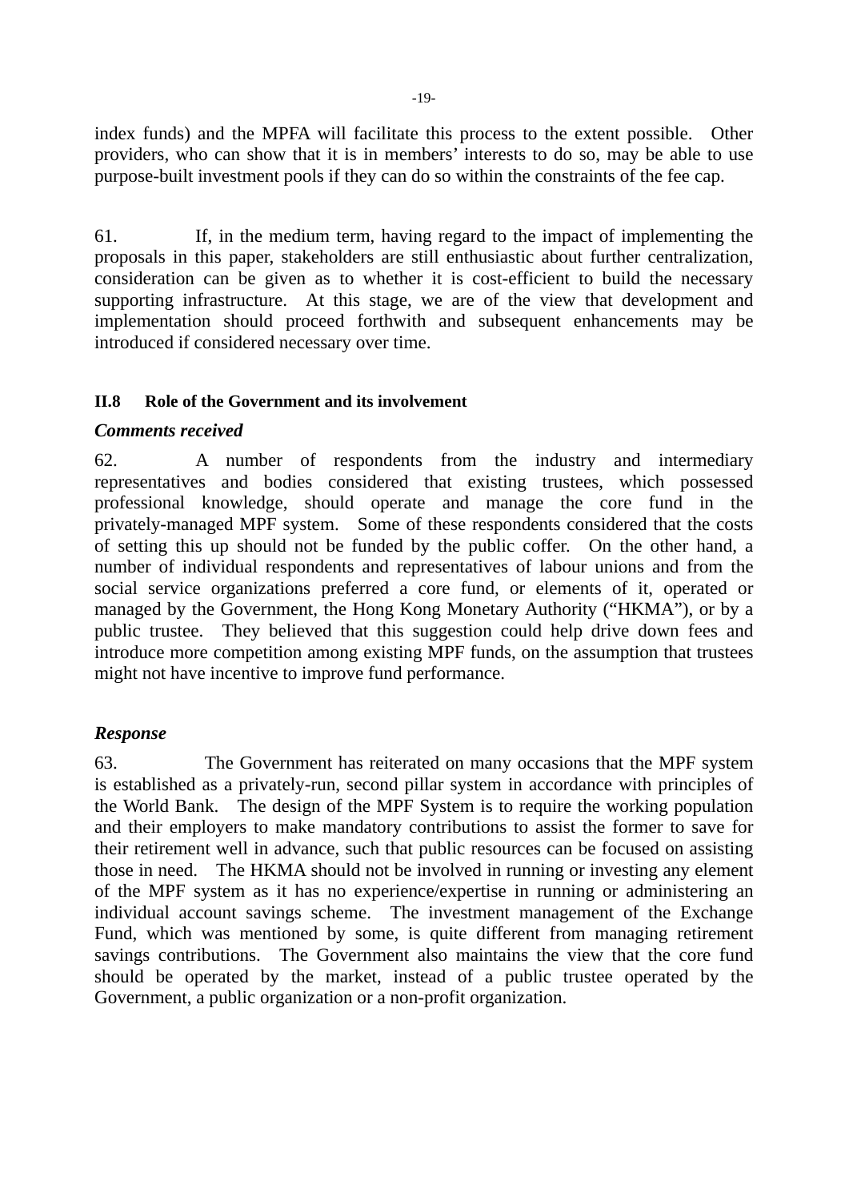index funds) and the MPFA will facilitate this process to the extent possible. Other providers, who can show that it is in members' interests to do so, may be able to use purpose-built investment pools if they can do so within the constraints of the fee cap.

61. If, in the medium term, having regard to the impact of implementing the proposals in this paper, stakeholders are still enthusiastic about further centralization, consideration can be given as to whether it is cost-efficient to build the necessary supporting infrastructure. At this stage, we are of the view that development and implementation should proceed forthwith and subsequent enhancements may be introduced if considered necessary over time.

### II.8 Role of the Government and its involvement

***Comments received***

62. A number of respondents from the industry and intermediary representatives and bodies considered that existing trustees, which possessed professional knowledge, should operate and manage the core fund in the privately-managed MPF system. Some of these respondents considered that the costs of setting this up should not be funded by the public coffer. On the other hand, a number of individual respondents and representatives of labour unions and from the social service organizations preferred a core fund, or elements of it, operated or managed by the Government, the Hong Kong Monetary Authority ("HKMA"), or by a public trustee. They believed that this suggestion could help drive down fees and introduce more competition among existing MPF funds, on the assumption that trustees might not have incentive to improve fund performance.

***Response***

63. The Government has reiterated on many occasions that the MPF system is established as a privately-run, second pillar system in accordance with principles of the World Bank. The design of the MPF System is to require the working population and their employers to make mandatory contributions to assist the former to save for their retirement well in advance, such that public resources can be focused on assisting those in need. The HKMA should not be involved in running or investing any element of the MPF system as it has no experience/expertise in running or administering an individual account savings scheme. The investment management of the Exchange Fund, which was mentioned by some, is quite different from managing retirement savings contributions. The Government also maintains the view that the core fund should be operated by the market, instead of a public trustee operated by the Government, a public organization or a non-profit organization.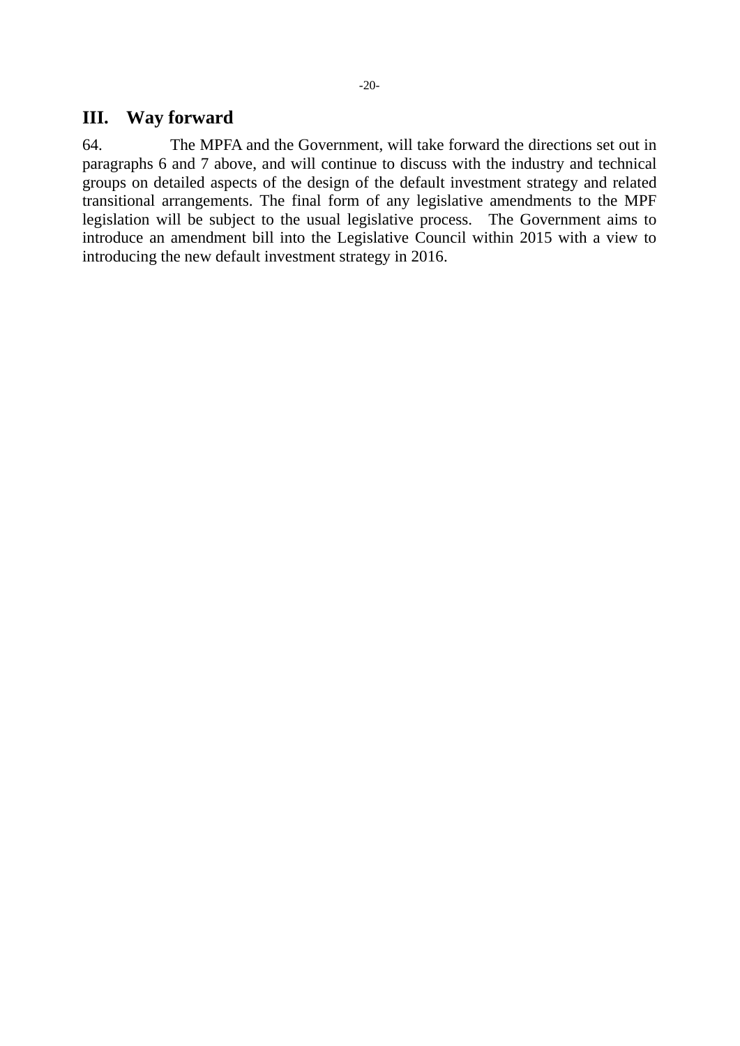## III. Way forward

64. The MPFA and the Government, will take forward the directions set out in paragraphs 6 and 7 above, and will continue to discuss with the industry and technical groups on detailed aspects of the design of the default investment strategy and related transitional arrangements. The final form of any legislative amendments to the MPF legislation will be subject to the usual legislative process. The Government aims to introduce an amendment bill into the Legislative Council within 2015 with a view to introducing the new default investment strategy in 2016.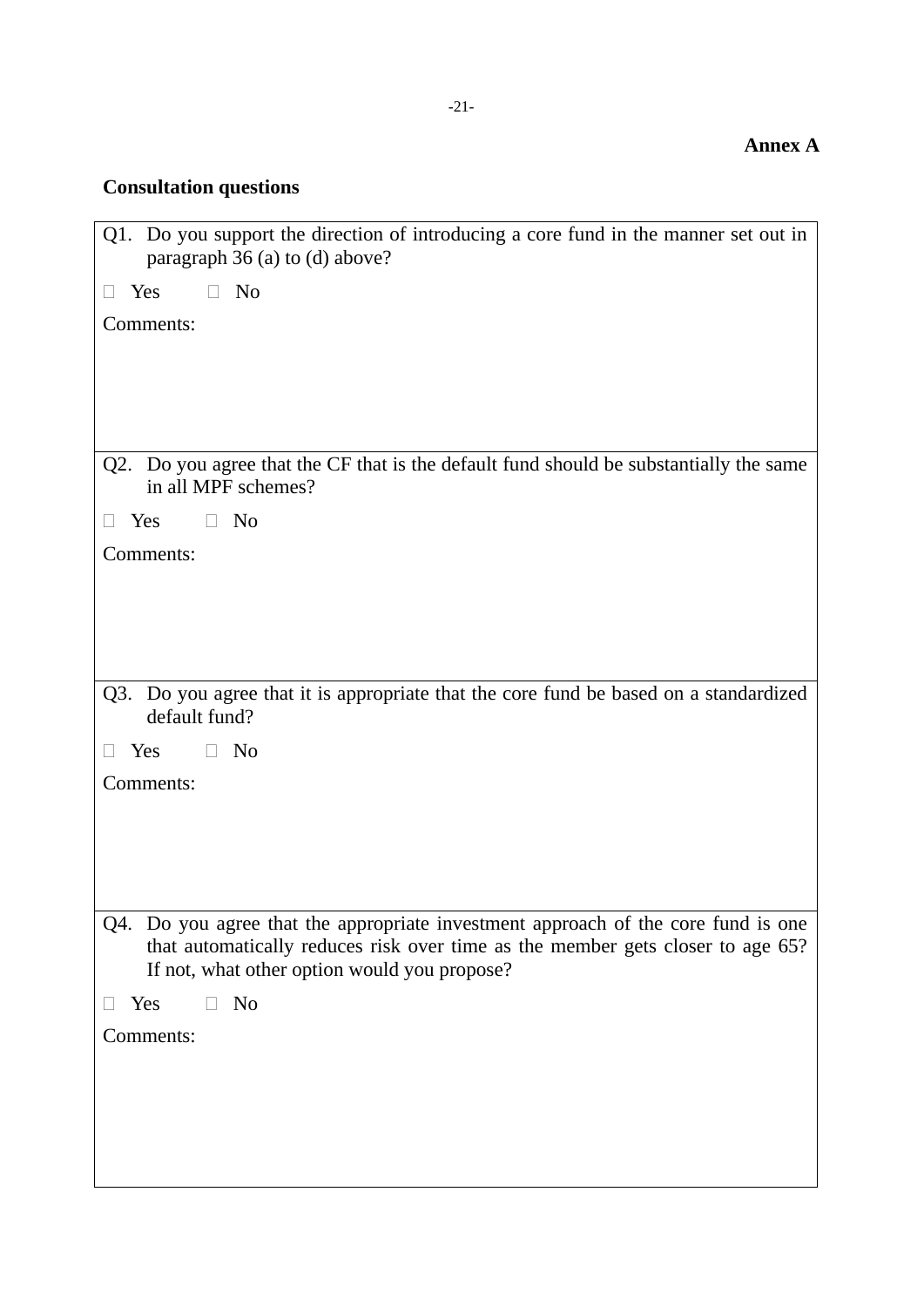**Annex A**

**Consultation questions**

| Q1. Do you support the direction of introducing a core fund in the manner set out in paragraph 36 (a) to (d) above?<br><br>□ Yes □ No<br><br>Comments: |
|---|
| Q2. Do you agree that the CF that is the default fund should be substantially the same in all MPF schemes?<br><br>□ Yes □ No<br><br>Comments: |
| Q3. Do you agree that it is appropriate that the core fund be based on a standardized default fund?<br><br>□ Yes □ No<br><br>Comments: |
| Q4. Do you agree that the appropriate investment approach of the core fund is one that automatically reduces risk over time as the member gets closer to age 65? If not, what other option would you propose?<br><br>□ Yes □ No<br><br>Comments: |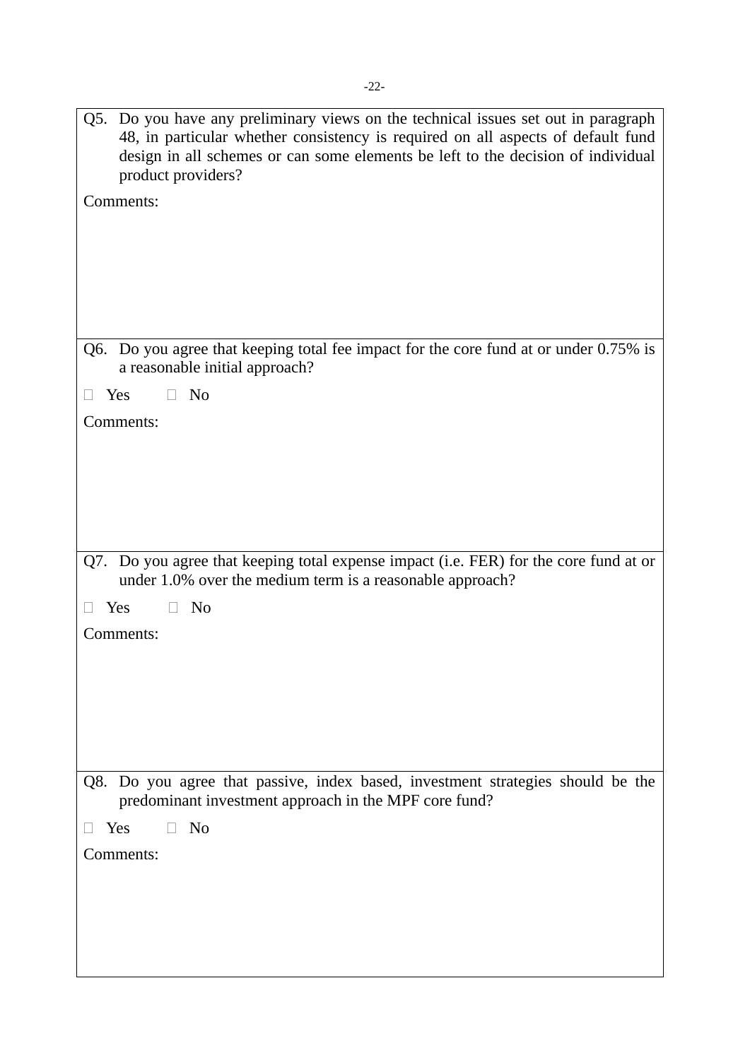Q5. Do you have any preliminary views on the technical issues set out in paragraph 48, in particular whether consistency is required on all aspects of default fund design in all schemes or can some elements be left to the decision of individual product providers?

Comments:

---

Q6. Do you agree that keeping total fee impact for the core fund at or under 0.75% is a reasonable initial approach?

☐ Yes ☐ No

Comments:

---

Q7. Do you agree that keeping total expense impact (i.e. FER) for the core fund at or under 1.0% over the medium term is a reasonable approach?

☐ Yes ☐ No

Comments:

---

Q8. Do you agree that passive, index based, investment strategies should be the predominant investment approach in the MPF core fund?

☐ Yes ☐ No

Comments: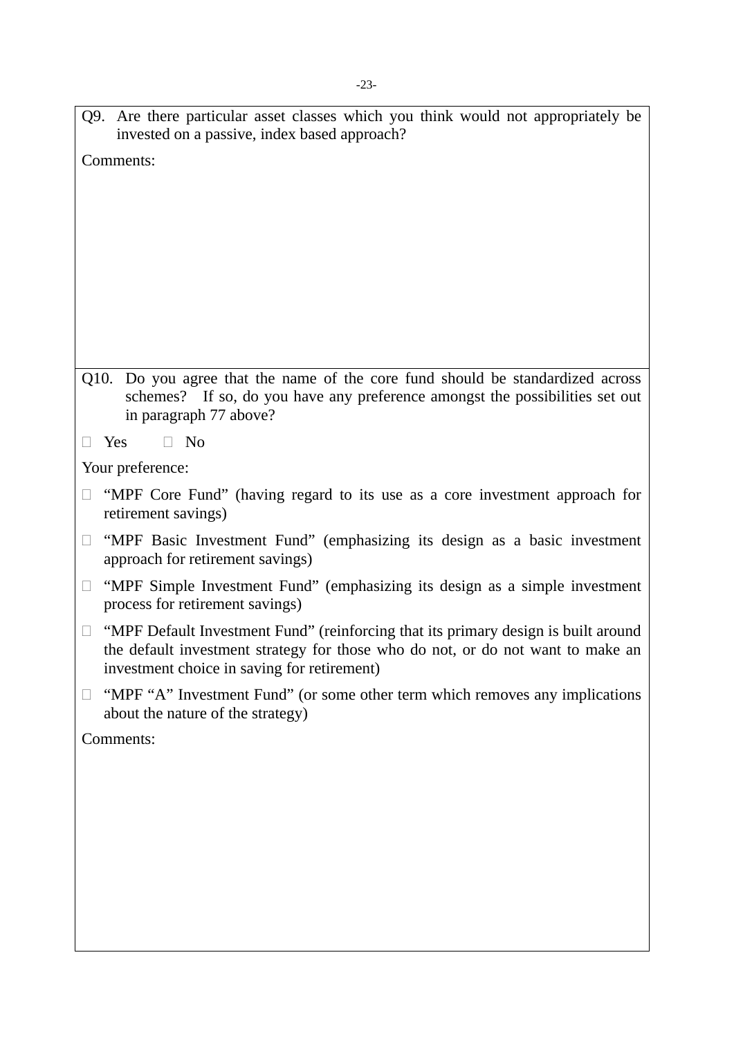Q9. Are there particular asset classes which you think would not appropriately be invested on a passive, index based approach?

Comments:

Q10. Do you agree that the name of the core fund should be standardized across schemes? If so, do you have any preference amongst the possibilities set out in paragraph 77 above?

☐ Yes ☐ No

Your preference:

☐ "MPF Core Fund" (having regard to its use as a core investment approach for retirement savings)

☐ "MPF Basic Investment Fund" (emphasizing its design as a basic investment approach for retirement savings)

☐ "MPF Simple Investment Fund" (emphasizing its design as a simple investment process for retirement savings)

☐ "MPF Default Investment Fund" (reinforcing that its primary design is built around the default investment strategy for those who do not, or do not want to make an investment choice in saving for retirement)

☐ "MPF "A" Investment Fund" (or some other term which removes any implications about the nature of the strategy)

Comments: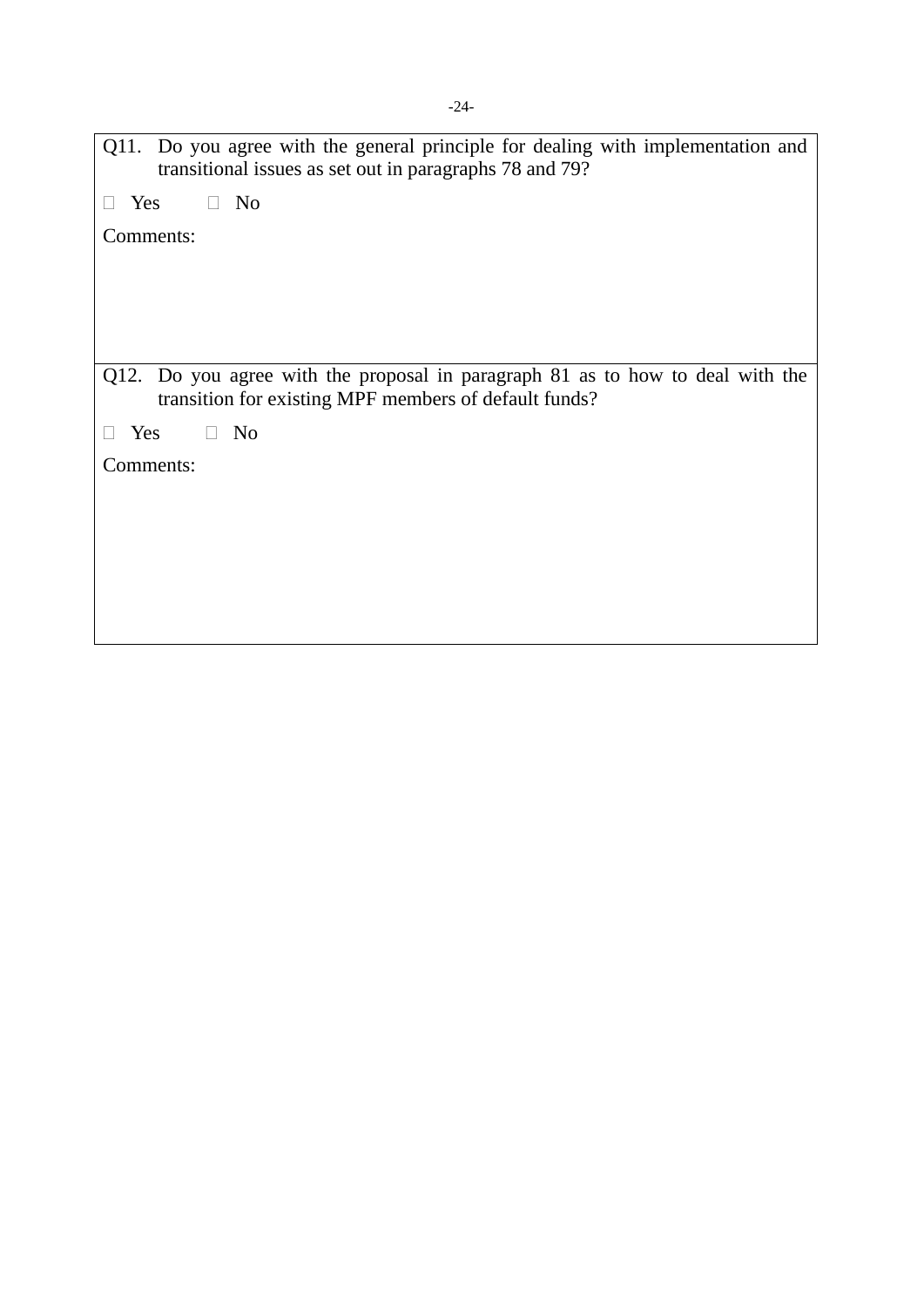Q11. Do you agree with the general principle for dealing with implementation and transitional issues as set out in paragraphs 78 and 79?

☐ Yes ☐ No

Comments:

Q12. Do you agree with the proposal in paragraph 81 as to how to deal with the transition for existing MPF members of default funds?

☐ Yes ☐ No

Comments: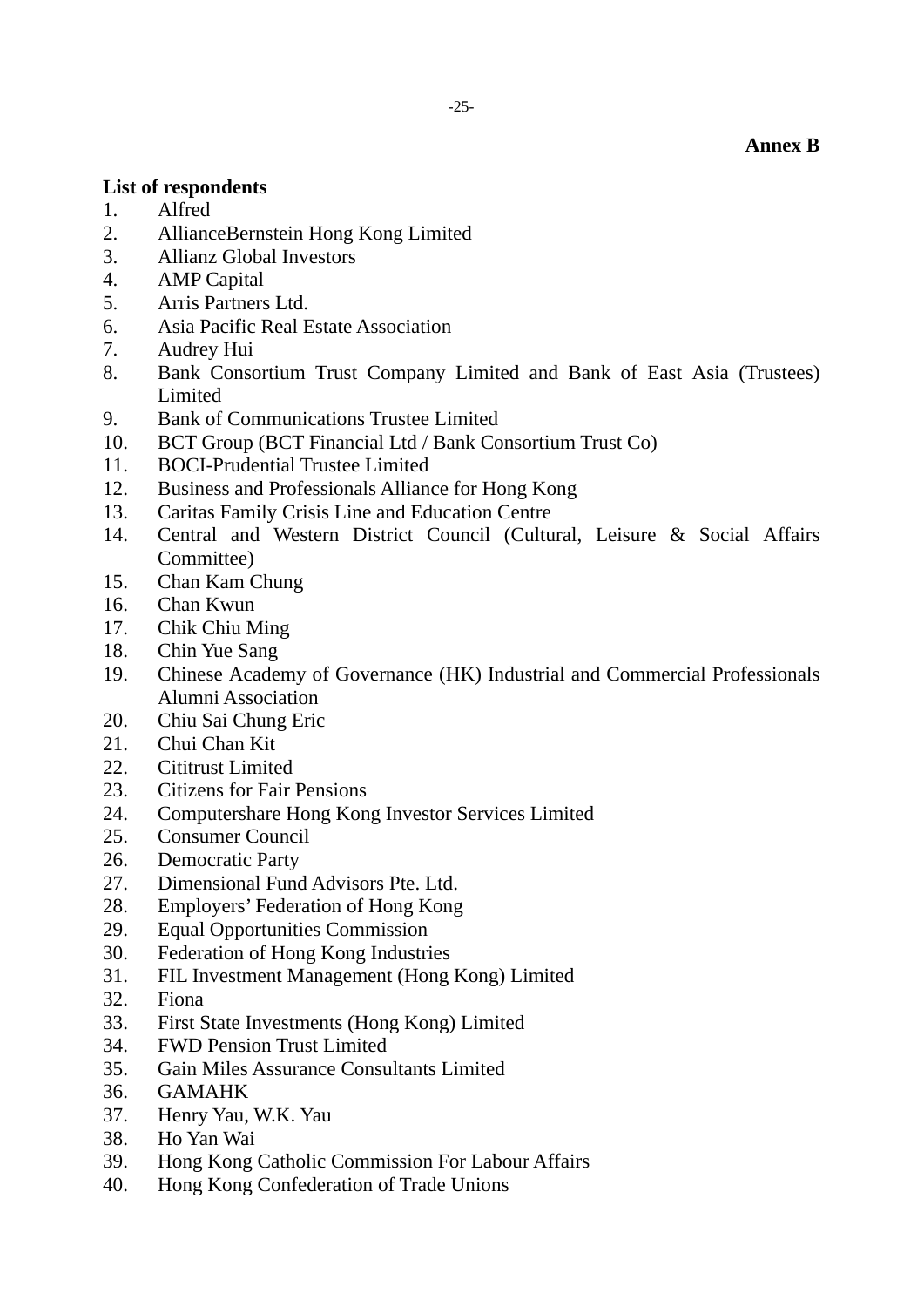**Annex B**

**List of respondents**

1. Alfred
2. AllianceBernstein Hong Kong Limited
3. Allianz Global Investors
4. AMP Capital
5. Arris Partners Ltd.
6. Asia Pacific Real Estate Association
7. Audrey Hui
8. Bank Consortium Trust Company Limited and Bank of East Asia (Trustees) Limited
9. Bank of Communications Trustee Limited
10. BCT Group (BCT Financial Ltd / Bank Consortium Trust Co)
11. BOCI-Prudential Trustee Limited
12. Business and Professionals Alliance for Hong Kong
13. Caritas Family Crisis Line and Education Centre
14. Central and Western District Council (Cultural, Leisure & Social Affairs Committee)
15. Chan Kam Chung
16. Chan Kwun
17. Chik Chiu Ming
18. Chin Yue Sang
19. Chinese Academy of Governance (HK) Industrial and Commercial Professionals Alumni Association
20. Chiu Sai Chung Eric
21. Chui Chan Kit
22. Cititrust Limited
23. Citizens for Fair Pensions
24. Computershare Hong Kong Investor Services Limited
25. Consumer Council
26. Democratic Party
27. Dimensional Fund Advisors Pte. Ltd.
28. Employers' Federation of Hong Kong
29. Equal Opportunities Commission
30. Federation of Hong Kong Industries
31. FIL Investment Management (Hong Kong) Limited
32. Fiona
33. First State Investments (Hong Kong) Limited
34. FWD Pension Trust Limited
35. Gain Miles Assurance Consultants Limited
36. GAMAHK
37. Henry Yau, W.K. Yau
38. Ho Yan Wai
39. Hong Kong Catholic Commission For Labour Affairs
40. Hong Kong Confederation of Trade Unions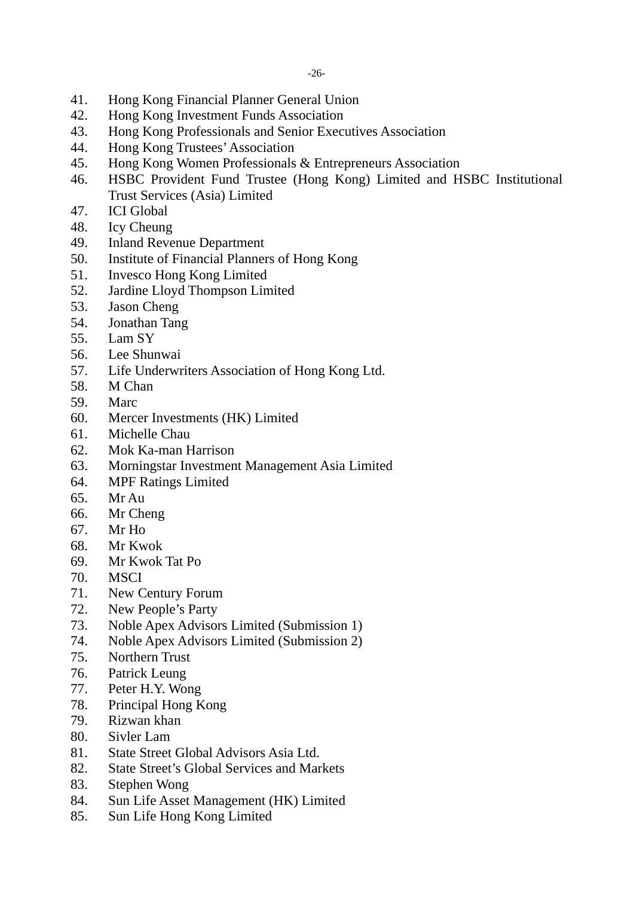41. Hong Kong Financial Planner General Union
42. Hong Kong Investment Funds Association
43. Hong Kong Professionals and Senior Executives Association
44. Hong Kong Trustees' Association
45. Hong Kong Women Professionals & Entrepreneurs Association
46. HSBC Provident Fund Trustee (Hong Kong) Limited and HSBC Institutional Trust Services (Asia) Limited
47. ICI Global
48. Icy Cheung
49. Inland Revenue Department
50. Institute of Financial Planners of Hong Kong
51. Invesco Hong Kong Limited
52. Jardine Lloyd Thompson Limited
53. Jason Cheng
54. Jonathan Tang
55. Lam SY
56. Lee Shunwai
57. Life Underwriters Association of Hong Kong Ltd.
58. M Chan
59. Marc
60. Mercer Investments (HK) Limited
61. Michelle Chau
62. Mok Ka-man Harrison
63. Morningstar Investment Management Asia Limited
64. MPF Ratings Limited
65. Mr Au
66. Mr Cheng
67. Mr Ho
68. Mr Kwok
69. Mr Kwok Tat Po
70. MSCI
71. New Century Forum
72. New People's Party
73. Noble Apex Advisors Limited (Submission 1)
74. Noble Apex Advisors Limited (Submission 2)
75. Northern Trust
76. Patrick Leung
77. Peter H.Y. Wong
78. Principal Hong Kong
79. Rizwan khan
80. Sivler Lam
81. State Street Global Advisors Asia Ltd.
82. State Street's Global Services and Markets
83. Stephen Wong
84. Sun Life Asset Management (HK) Limited
85. Sun Life Hong Kong Limited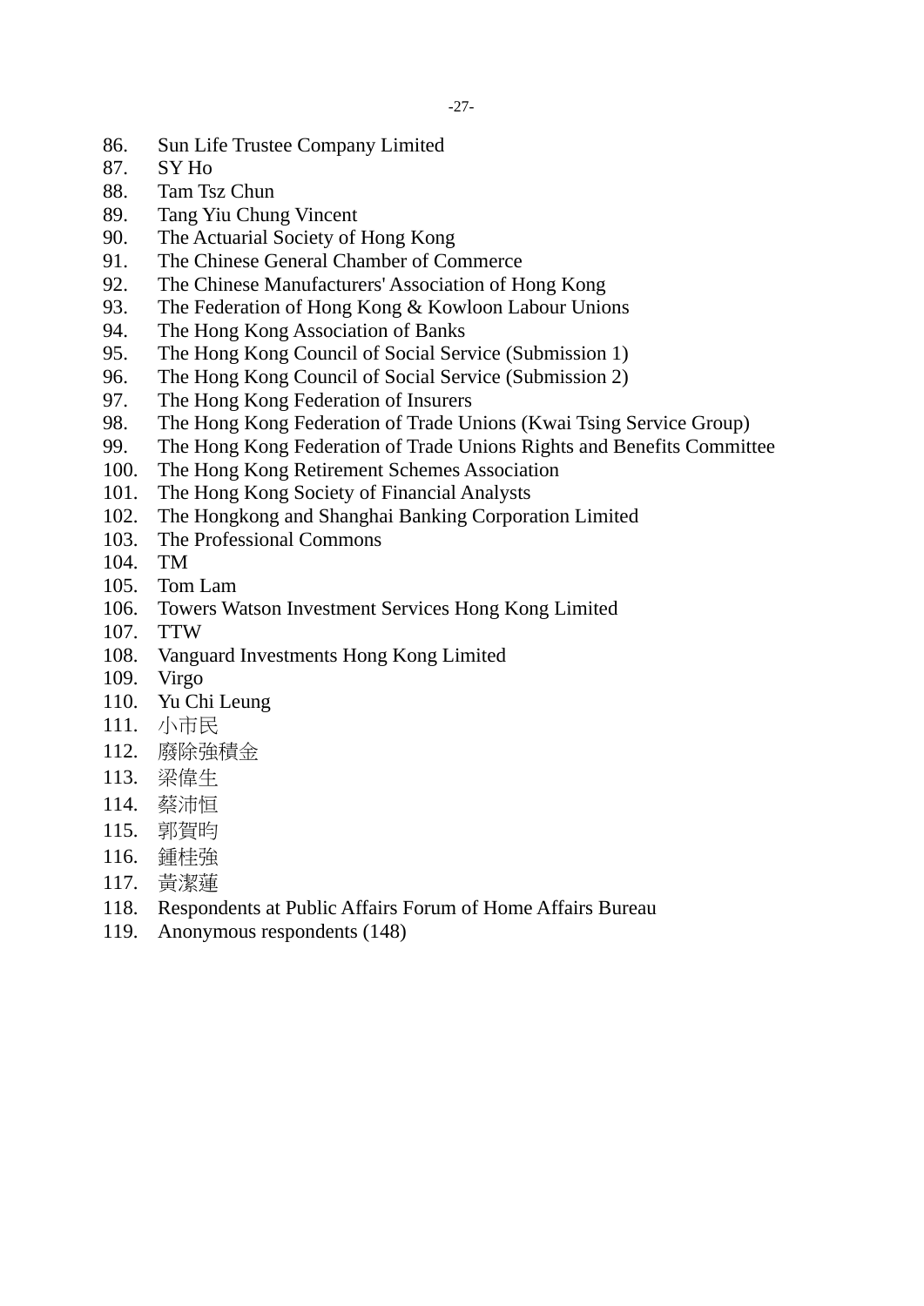86. Sun Life Trustee Company Limited
87. SY Ho
88. Tam Tsz Chun
89. Tang Yiu Chung Vincent
90. The Actuarial Society of Hong Kong
91. The Chinese General Chamber of Commerce
92. The Chinese Manufacturers' Association of Hong Kong
93. The Federation of Hong Kong & Kowloon Labour Unions
94. The Hong Kong Association of Banks
95. The Hong Kong Council of Social Service (Submission 1)
96. The Hong Kong Council of Social Service (Submission 2)
97. The Hong Kong Federation of Insurers
98. The Hong Kong Federation of Trade Unions (Kwai Tsing Service Group)
99. The Hong Kong Federation of Trade Unions Rights and Benefits Committee
100. The Hong Kong Retirement Schemes Association
101. The Hong Kong Society of Financial Analysts
102. The Hongkong and Shanghai Banking Corporation Limited
103. The Professional Commons
104. TM
105. Tom Lam
106. Towers Watson Investment Services Hong Kong Limited
107. TTW
108. Vanguard Investments Hong Kong Limited
109. Virgo
110. Yu Chi Leung
111. 小市民
112. 廢除強積金
113. 梁偉生
114. 蔡沛恒
115. 郭賀昀
116. 鍾桂強
117. 黃潔蓮
118. Respondents at Public Affairs Forum of Home Affairs Bureau
119. Anonymous respondents (148)